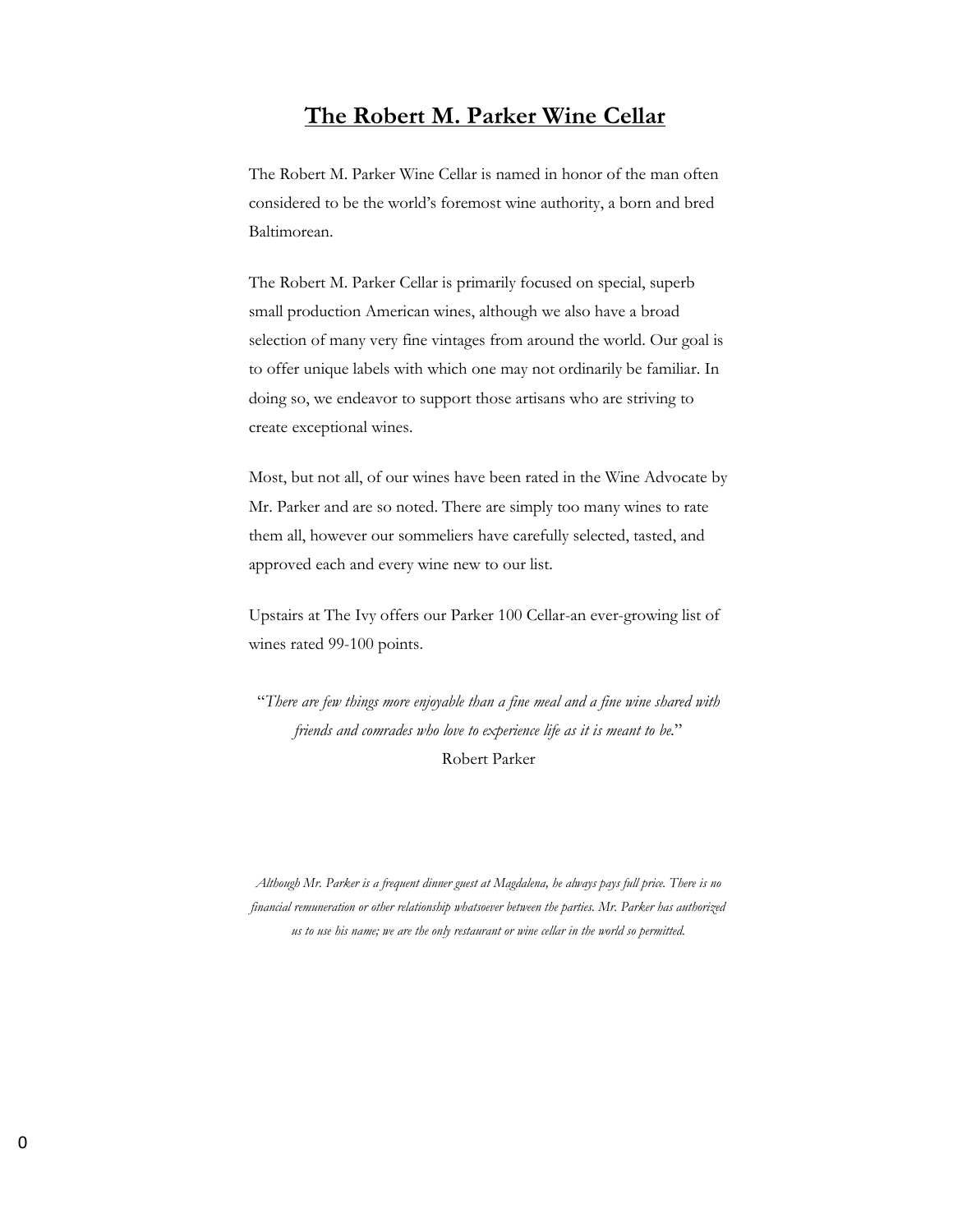# The Robert M. Parker Wine Cellar

The Robert M. Parker Wine Cellar is named in honor of the man often considered to be the world's foremost wine authority, a born and bred Baltimorean.

The Robert M. Parker Cellar is primarily focused on special, superb small production American wines, although we also have a broad selection of many very fine vintages from around the world. Our goal is to offer unique labels with which one may not ordinarily be familiar. In doing so, we endeavor to support those artisans who are striving to create exceptional wines.

Most, but not all, of our wines have been rated in the Wine Advocate by Mr. Parker and are so noted. There are simply too many wines to rate them all, however our sommeliers have carefully selected, tasted, and approved each and every wine new to our list.

Upstairs at The Ivy offers our Parker 100 Cellar-an ever-growing list of wines rated 99-100 points.

"*There are few things more enjoyable than a fine meal and a fine wine shared with friends and comrades who love to experience life as it is meant to be.*"
Robert Parker

*Although Mr. Parker is a frequent dinner guest at Magdalena, he always pays full price. There is no financial remuneration or other relationship whatsoever between the parties. Mr. Parker has authorized us to use his name; we are the only restaurant or wine cellar in the world so permitted.*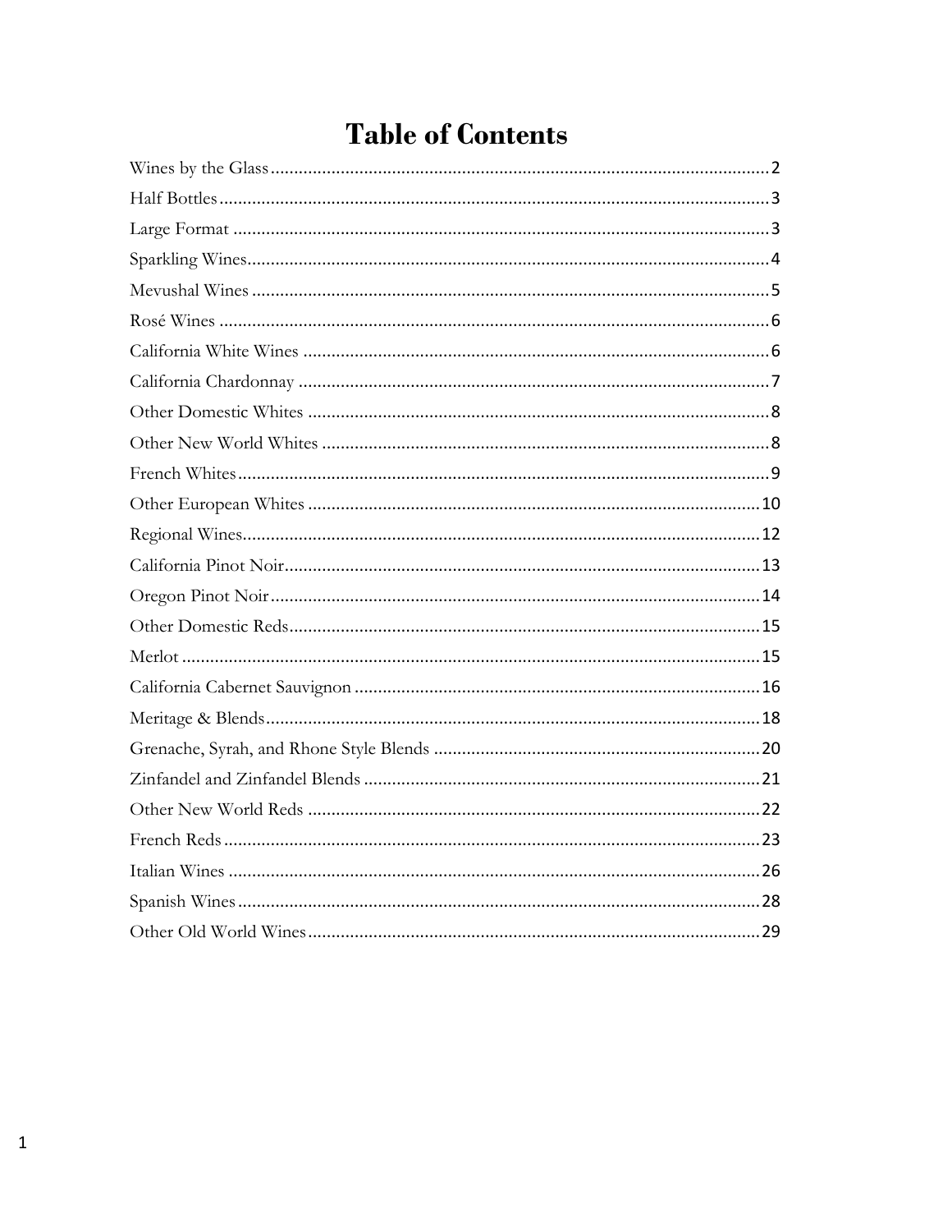# Table of Contents

Wines by the Glass....................2
Half Bottles....................3
Large Format....................3
Sparkling Wines....................4
Mevushal Wines....................5
Rosé Wines....................6
California White Wines....................6
California Chardonnay....................7
Other Domestic Whites....................8
Other New World Whites....................8
French Whites....................9
Other European Whites....................10
Regional Wines....................12
California Pinot Noir....................13
Oregon Pinot Noir....................14
Other Domestic Reds....................15
Merlot....................15
California Cabernet Sauvignon....................16
Meritage & Blends....................18
Grenache, Syrah, and Rhone Style Blends....................20
Zinfandel and Zinfandel Blends....................21
Other New World Reds....................22
French Reds....................23
Italian Wines....................26
Spanish Wines....................28
Other Old World Wines....................29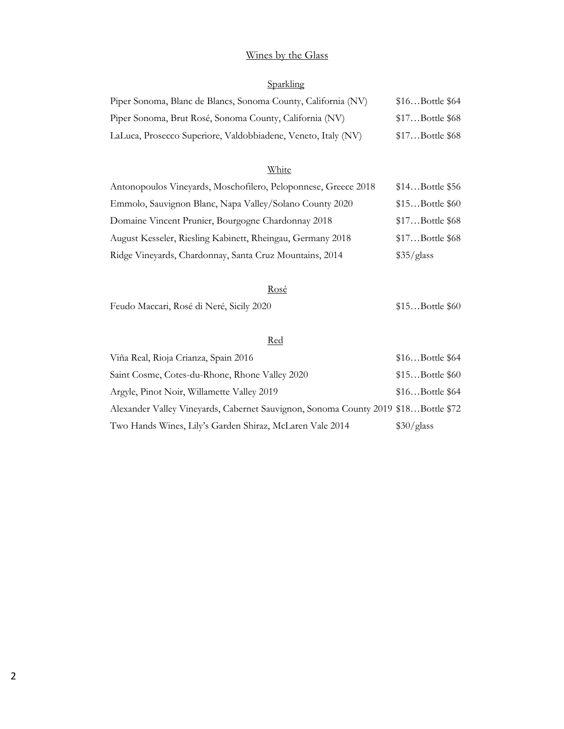# Wines by the Glass

## Sparkling

| | |
|---|---|
| Piper Sonoma, Blanc de Blancs, Sonoma County, California (NV) | $16…Bottle $64 |
| Piper Sonoma, Brut Rosé, Sonoma County, California (NV) | $17…Bottle $68 |
| LaLuca, Prosecco Superiore, Valdobbiadene, Veneto, Italy (NV) | $17…Bottle $68 |

## White

| | |
|---|---|
| Antonopoulos Vineyards, Moschofilero, Peloponnese, Greece 2018 | $14…Bottle $56 |
| Emmolo, Sauvignon Blanc, Napa Valley/Solano County 2020 | $15…Bottle $60 |
| Domaine Vincent Prunier, Bourgogne Chardonnay 2018 | $17…Bottle $68 |
| August Kesseler, Riesling Kabinett, Rheingau, Germany 2018 | $17…Bottle $68 |
| Ridge Vineyards, Chardonnay, Santa Cruz Mountains, 2014 | $35/glass |

## Rosé

| | |
|---|---|
| Feudo Maccari, Rosé di Neré, Sicily 2020 | $15…Bottle $60 |

## Red

| | |
|---|---|
| Viña Real, Rioja Crianza, Spain 2016 | $16…Bottle $64 |
| Saint Cosme, Cotes-du-Rhone, Rhone Valley 2020 | $15…Bottle $60 |
| Argyle, Pinot Noir, Willamette Valley 2019 | $16…Bottle $64 |
| Alexander Valley Vineyards, Cabernet Sauvignon, Sonoma County 2019 | $18…Bottle $72 |
| Two Hands Wines, Lily's Garden Shiraz, McLaren Vale 2014 | $30/glass |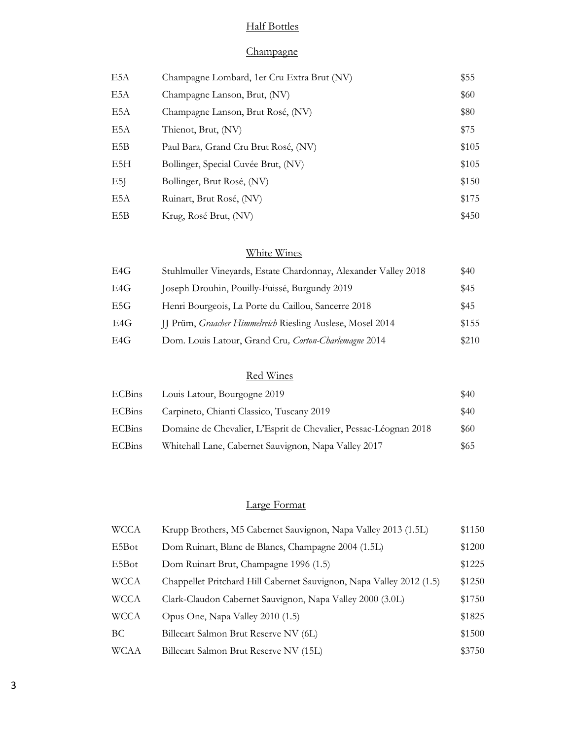## Half Bottles

### Champagne

| | | |
|---|---|---|
| E5A | Champagne Lombard, 1er Cru Extra Brut (NV) | $55 |
| E5A | Champagne Lanson, Brut, (NV) | $60 |
| E5A | Champagne Lanson, Brut Rosé, (NV) | $80 |
| E5A | Thienot, Brut, (NV) | $75 |
| E5B | Paul Bara, Grand Cru Brut Rosé, (NV) | $105 |
| E5H | Bollinger, Special Cuvée Brut, (NV) | $105 |
| E5J | Bollinger, Brut Rosé, (NV) | $150 |
| E5A | Ruinart, Brut Rosé, (NV) | $175 |
| E5B | Krug, Rosé Brut, (NV) | $450 |

### White Wines

| | | |
|---|---|---|
| E4G | Stuhlmuller Vineyards, Estate Chardonnay, Alexander Valley 2018 | $40 |
| E4G | Joseph Drouhin, Pouilly-Fuissé, Burgundy 2019 | $45 |
| E5G | Henri Bourgeois, La Porte du Caillou, Sancerre 2018 | $45 |
| E4G | JJ Prüm, *Graacher Himmelreich* Riesling Auslese, Mosel 2014 | $155 |
| E4G | Dom. Louis Latour, Grand Cru, *Corton-Charlemagne* 2014 | $210 |

### Red Wines

| | | |
|---|---|---|
| ECBins | Louis Latour, Bourgogne 2019 | $40 |
| ECBins | Carpineto, Chianti Classico, Tuscany 2019 | $40 |
| ECBins | Domaine de Chevalier, L'Esprit de Chevalier, Pessac-Léognan 2018 | $60 |
| ECBins | Whitehall Lane, Cabernet Sauvignon, Napa Valley 2017 | $65 |

## Large Format

| | | |
|---|---|---|
| WCCA | Krupp Brothers, M5 Cabernet Sauvignon, Napa Valley 2013 (1.5L) | $1150 |
| E5Bot | Dom Ruinart, Blanc de Blancs, Champagne 2004 (1.5L) | $1200 |
| E5Bot | Dom Ruinart Brut, Champagne 1996 (1.5) | $1225 |
| WCCA | Chappellet Pritchard Hill Cabernet Sauvignon, Napa Valley 2012 (1.5) | $1250 |
| WCCA | Clark-Claudon Cabernet Sauvignon, Napa Valley 2000 (3.0L) | $1750 |
| WCCA | Opus One, Napa Valley 2010 (1.5) | $1825 |
| BC | Billecart Salmon Brut Reserve NV (6L) | $1500 |
| WCAA | Billecart Salmon Brut Reserve NV (15L) | $3750 |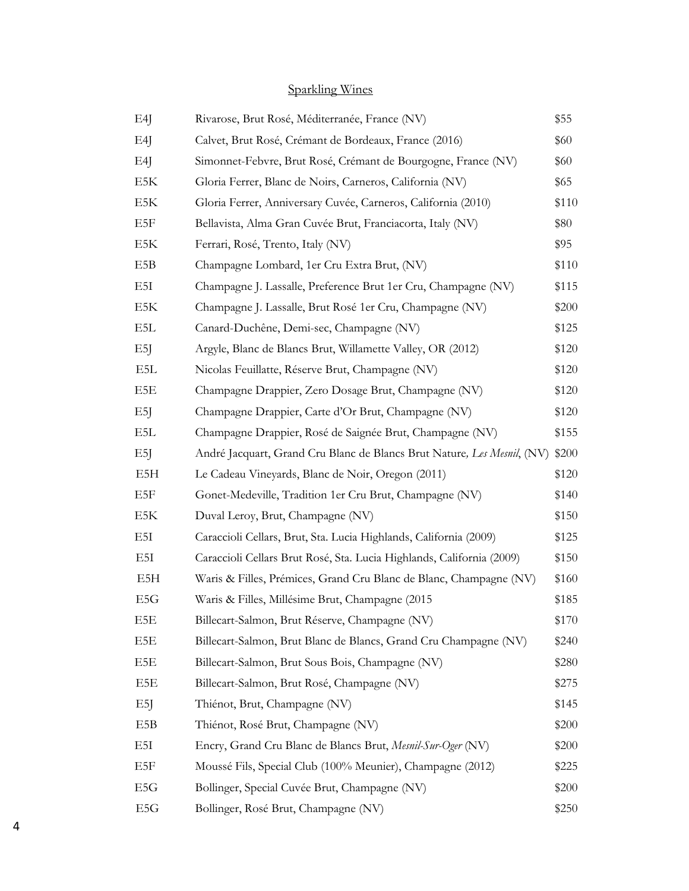Sparkling Wines

| | | |
|---|---|---|
| E4J | Rivarose, Brut Rosé, Méditerranée, France (NV) | $55 |
| E4J | Calvet, Brut Rosé, Crémant de Bordeaux, France (2016) | $60 |
| E4J | Simonnet-Febvre, Brut Rosé, Crémant de Bourgogne, France (NV) | $60 |
| E5K | Gloria Ferrer, Blanc de Noirs, Carneros, California (NV) | $65 |
| E5K | Gloria Ferrer, Anniversary Cuvée, Carneros, California (2010) | $110 |
| E5F | Bellavista, Alma Gran Cuvée Brut, Franciacorta, Italy (NV) | $80 |
| E5K | Ferrari, Rosé, Trento, Italy (NV) | $95 |
| E5B | Champagne Lombard, 1er Cru Extra Brut, (NV) | $110 |
| E5I | Champagne J. Lassalle, Preference Brut 1er Cru, Champagne (NV) | $115 |
| E5K | Champagne J. Lassalle, Brut Rosé 1er Cru, Champagne (NV) | $200 |
| E5L | Canard-Duchêne, Demi-sec, Champagne (NV) | $125 |
| E5J | Argyle, Blanc de Blancs Brut, Willamette Valley, OR (2012) | $120 |
| E5L | Nicolas Feuillatte, Réserve Brut, Champagne (NV) | $120 |
| E5E | Champagne Drappier, Zero Dosage Brut, Champagne (NV) | $120 |
| E5J | Champagne Drappier, Carte d'Or Brut, Champagne (NV) | $120 |
| E5L | Champagne Drappier, Rosé de Saignée Brut, Champagne (NV) | $155 |
| E5J | André Jacquart, Grand Cru Blanc de Blancs Brut Nature*, Les Mesnil*, (NV) | $200 |
| E5H | Le Cadeau Vineyards, Blanc de Noir, Oregon (2011) | $120 |
| E5F | Gonet-Medeville, Tradition 1er Cru Brut, Champagne (NV) | $140 |
| E5K | Duval Leroy, Brut, Champagne (NV) | $150 |
| E5I | Caraccioli Cellars, Brut, Sta. Lucia Highlands, California (2009) | $125 |
| E5I | Caraccioli Cellars Brut Rosé, Sta. Lucia Highlands, California (2009) | $150 |
| E5H | Waris & Filles, Prémices, Grand Cru Blanc de Blanc, Champagne (NV) | $160 |
| E5G | Waris & Filles, Millésime Brut, Champagne (2015 | $185 |
| E5E | Billecart-Salmon, Brut Réserve, Champagne (NV) | $170 |
| E5E | Billecart-Salmon, Brut Blanc de Blancs, Grand Cru Champagne (NV) | $240 |
| E5E | Billecart-Salmon, Brut Sous Bois, Champagne (NV) | $280 |
| E5E | Billecart-Salmon, Brut Rosé, Champagne (NV) | $275 |
| E5J | Thiénot, Brut, Champagne (NV) | $145 |
| E5B | Thiénot, Rosé Brut, Champagne (NV) | $200 |
| E5I | Encry, Grand Cru Blanc de Blancs Brut, *Mesnil-Sur-Oger* (NV) | $200 |
| E5F | Moussé Fils, Special Club (100% Meunier), Champagne (2012) | $225 |
| E5G | Bollinger, Special Cuvée Brut, Champagne (NV) | $200 |
| E5G | Bollinger, Rosé Brut, Champagne (NV) | $250 |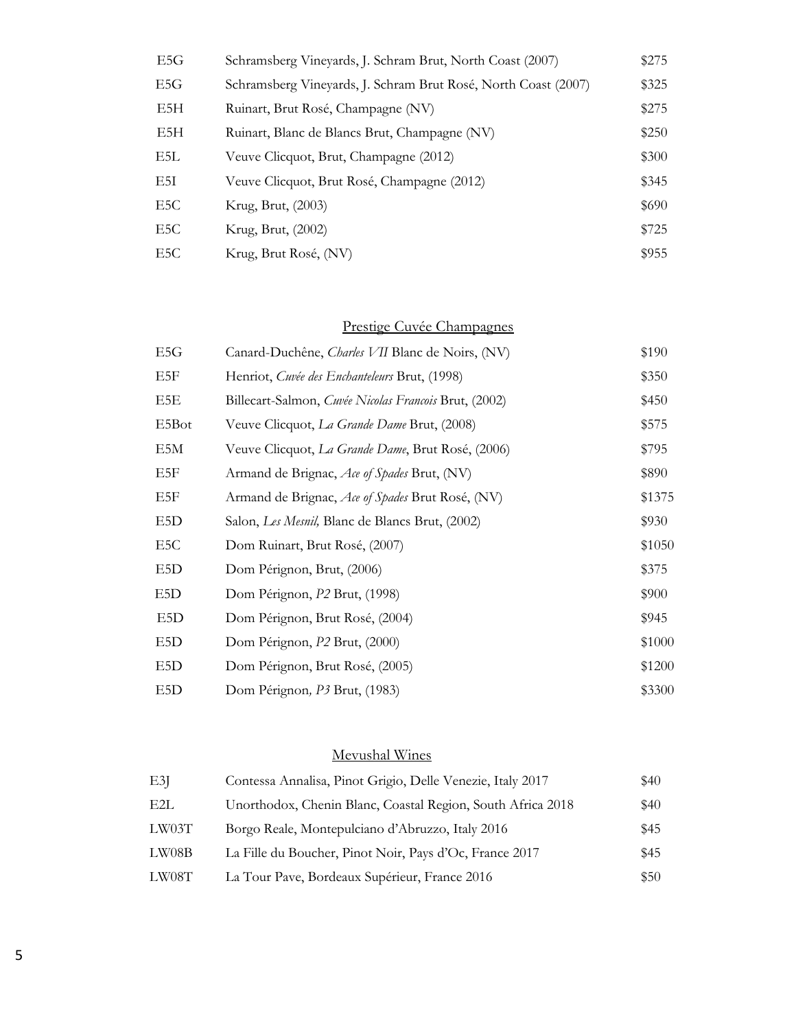| | | |
|---|---|---|
| E5G | Schramsberg Vineyards, J. Schram Brut, North Coast (2007) | $275 |
| E5G | Schramsberg Vineyards, J. Schram Brut Rosé, North Coast (2007) | $325 |
| E5H | Ruinart, Brut Rosé, Champagne (NV) | $275 |
| E5H | Ruinart, Blanc de Blancs Brut, Champagne (NV) | $250 |
| E5L | Veuve Clicquot, Brut, Champagne (2012) | $300 |
| E5I | Veuve Clicquot, Brut Rosé, Champagne (2012) | $345 |
| E5C | Krug, Brut, (2003) | $690 |
| E5C | Krug, Brut, (2002) | $725 |
| E5C | Krug, Brut Rosé, (NV) | $955 |

## Prestige Cuvée Champagnes

| | | |
|---|---|---|
| E5G | Canard-Duchêne, *Charles VII* Blanc de Noirs, (NV) | $190 |
| E5F | Henriot, *Cuvée des Enchanteleurs* Brut, (1998) | $350 |
| E5E | Billecart-Salmon, *Cuvée Nicolas Francois* Brut, (2002) | $450 |
| E5Bot | Veuve Clicquot, *La Grande Dame* Brut, (2008) | $575 |
| E5M | Veuve Clicquot, *La Grande Dame*, Brut Rosé, (2006) | $795 |
| E5F | Armand de Brignac, *Ace of Spades* Brut, (NV) | $890 |
| E5F | Armand de Brignac, *Ace of Spades* Brut Rosé, (NV) | $1375 |
| E5D | Salon, *Les Mesnil,* Blanc de Blancs Brut, (2002) | $930 |
| E5C | Dom Ruinart, Brut Rosé, (2007) | $1050 |
| E5D | Dom Pérignon, Brut, (2006) | $375 |
| E5D | Dom Pérignon, *P2* Brut, (1998) | $900 |
| E5D | Dom Pérignon, Brut Rosé, (2004) | $945 |
| E5D | Dom Pérignon, *P2* Brut, (2000) | $1000 |
| E5D | Dom Pérignon, Brut Rosé, (2005) | $1200 |
| E5D | Dom Pérignon*, P3* Brut, (1983) | $3300 |

## Mevushal Wines

| | | |
|---|---|---|
| E3J | Contessa Annalisa, Pinot Grigio, Delle Venezie, Italy 2017 | $40 |
| E2L | Unorthodox, Chenin Blanc, Coastal Region, South Africa 2018 | $40 |
| LW03T | Borgo Reale, Montepulciano d'Abruzzo, Italy 2016 | $45 |
| LW08B | La Fille du Boucher, Pinot Noir, Pays d'Oc, France 2017 | $45 |
| LW08T | La Tour Pave, Bordeaux Supérieur, France 2016 | $50 |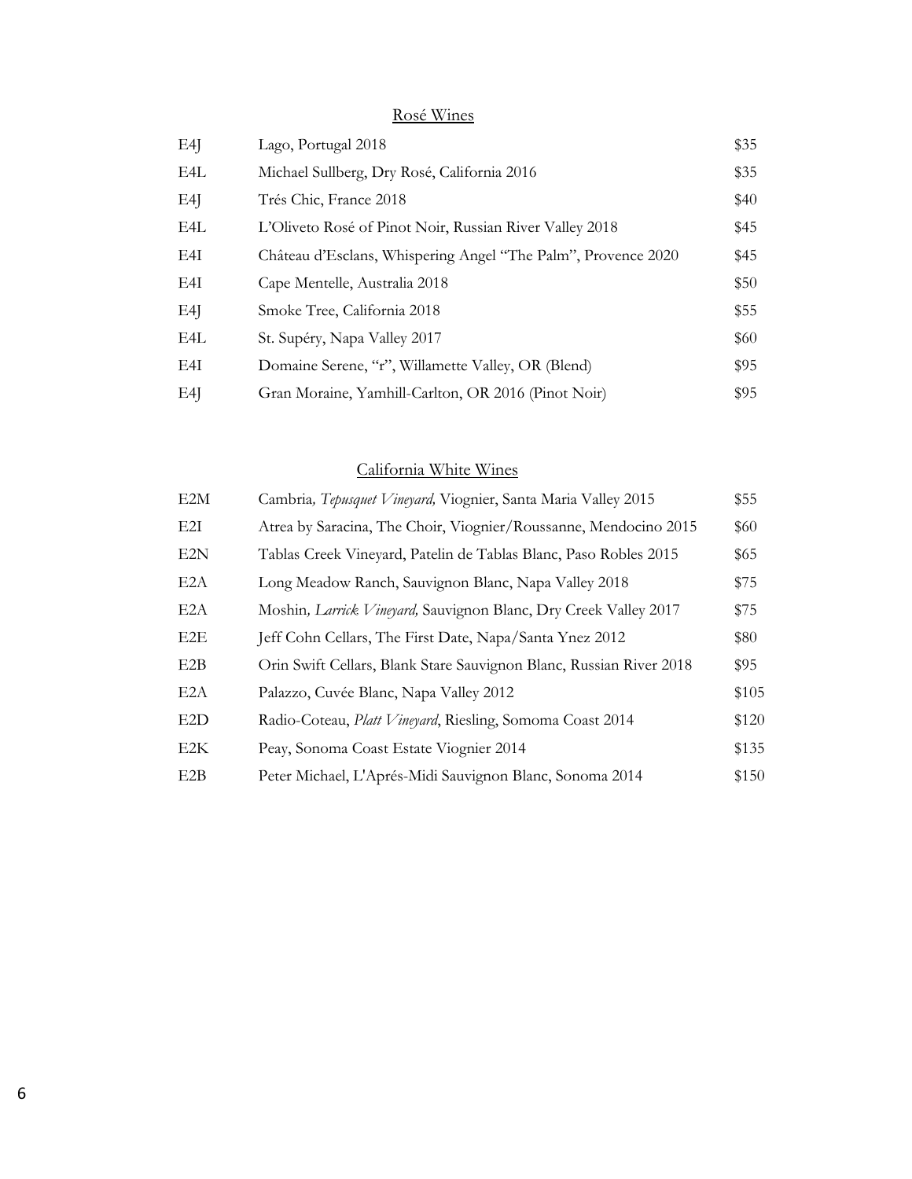## Rosé Wines

| | | |
|---|---|---|
| E4J | Lago, Portugal 2018 | $35 |
| E4L | Michael Sullberg, Dry Rosé, California 2016 | $35 |
| E4J | Trés Chic, France 2018 | $40 |
| E4L | L'Oliveto Rosé of Pinot Noir, Russian River Valley 2018 | $45 |
| E4I | Château d'Esclans, Whispering Angel "The Palm", Provence 2020 | $45 |
| E4I | Cape Mentelle, Australia 2018 | $50 |
| E4J | Smoke Tree, California 2018 | $55 |
| E4L | St. Supéry, Napa Valley 2017 | $60 |
| E4I | Domaine Serene, "r", Willamette Valley, OR (Blend) | $95 |
| E4J | Gran Moraine, Yamhill-Carlton, OR 2016 (Pinot Noir) | $95 |

## California White Wines

| | | |
|---|---|---|
| E2M | Cambria*, Tepusquet Vineyard,* Viognier, Santa Maria Valley 2015 | $55 |
| E2I | Atrea by Saracina, The Choir, Viognier/Roussanne, Mendocino 2015 | $60 |
| E2N | Tablas Creek Vineyard, Patelin de Tablas Blanc, Paso Robles 2015 | $65 |
| E2A | Long Meadow Ranch, Sauvignon Blanc, Napa Valley 2018 | $75 |
| E2A | Moshin*, Larrick Vineyard,* Sauvignon Blanc, Dry Creek Valley 2017 | $75 |
| E2E | Jeff Cohn Cellars, The First Date, Napa/Santa Ynez 2012 | $80 |
| E2B | Orin Swift Cellars, Blank Stare Sauvignon Blanc, Russian River 2018 | $95 |
| E2A | Palazzo, Cuvée Blanc, Napa Valley 2012 | $105 |
| E2D | Radio-Coteau, *Platt Vineyard*, Riesling, Somoma Coast 2014 | $120 |
| E2K | Peay, Sonoma Coast Estate Viognier 2014 | $135 |
| E2B | Peter Michael, L'Aprés-Midi Sauvignon Blanc, Sonoma 2014 | $150 |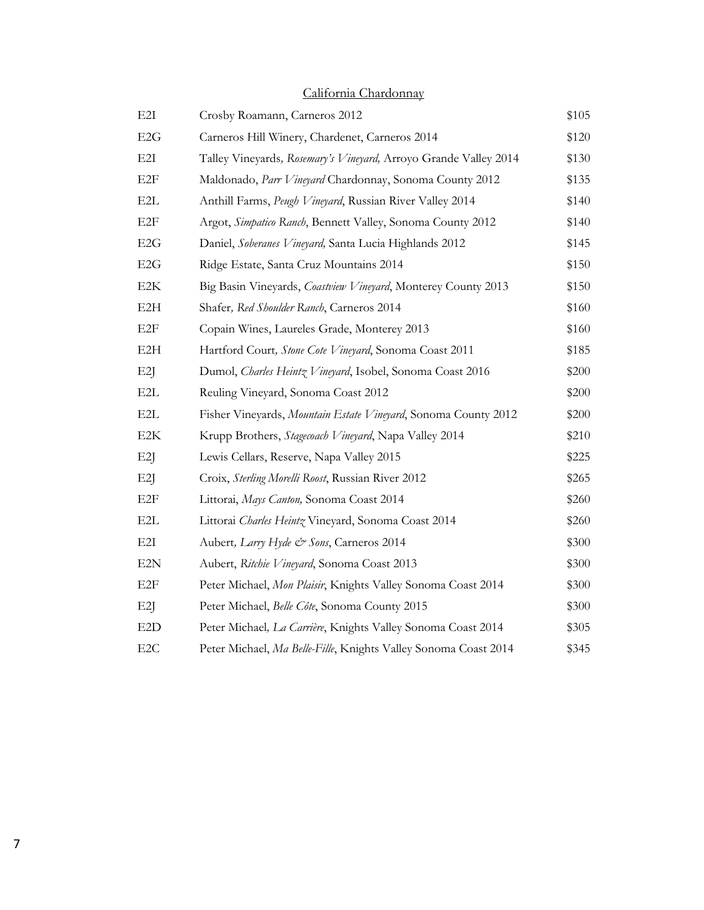## California Chardonnay

| | | |
|---|---|---|
| E2I | Crosby Roamann, Carneros 2012 | $105 |
| E2G | Carneros Hill Winery, Chardenet, Carneros 2014 | $120 |
| E2I | Talley Vineyards*, Rosemary's Vineyard,* Arroyo Grande Valley 2014 | $130 |
| E2F | Maldonado, *Parr Vineyard* Chardonnay, Sonoma County 2012 | $135 |
| E2L | Anthill Farms, *Peugh Vineyard*, Russian River Valley 2014 | $140 |
| E2F | Argot, *Simpatico Ranch*, Bennett Valley, Sonoma County 2012 | $140 |
| E2G | Daniel, *Soberanes Vineyard,* Santa Lucia Highlands 2012 | $145 |
| E2G | Ridge Estate, Santa Cruz Mountains 2014 | $150 |
| E2K | Big Basin Vineyards, *Coastview Vineyard*, Monterey County 2013 | $150 |
| E2H | Shafer*, Red Shoulder Ranch*, Carneros 2014 | $160 |
| E2F | Copain Wines, Laureles Grade, Monterey 2013 | $160 |
| E2H | Hartford Court*, Stone Cote Vineyard*, Sonoma Coast 2011 | $185 |
| E2J | Dumol, *Charles Heintz Vineyard*, Isobel, Sonoma Coast 2016 | $200 |
| E2L | Reuling Vineyard, Sonoma Coast 2012 | $200 |
| E2L | Fisher Vineyards, *Mountain Estate Vineyard*, Sonoma County 2012 | $200 |
| E2K | Krupp Brothers, *Stagecoach Vineyard*, Napa Valley 2014 | $210 |
| E2J | Lewis Cellars, Reserve, Napa Valley 2015 | $225 |
| E2J | Croix, *Sterling Morelli Roost*, Russian River 2012 | $265 |
| E2F | Littorai, *Mays Canton,* Sonoma Coast 2014 | $260 |
| E2L | Littorai *Charles Heintz* Vineyard, Sonoma Coast 2014 | $260 |
| E2I | Aubert*, Larry Hyde & Sons*, Carneros 2014 | $300 |
| E2N | Aubert, *Ritchie Vineyard*, Sonoma Coast 2013 | $300 |
| E2F | Peter Michael, *Mon Plaisir*, Knights Valley Sonoma Coast 2014 | $300 |
| E2J | Peter Michael, *Belle Côte*, Sonoma County 2015 | $300 |
| E2D | Peter Michael*, La Carrière*, Knights Valley Sonoma Coast 2014 | $305 |
| E2C | Peter Michael, *Ma Belle-Fille*, Knights Valley Sonoma Coast 2014 | $345 |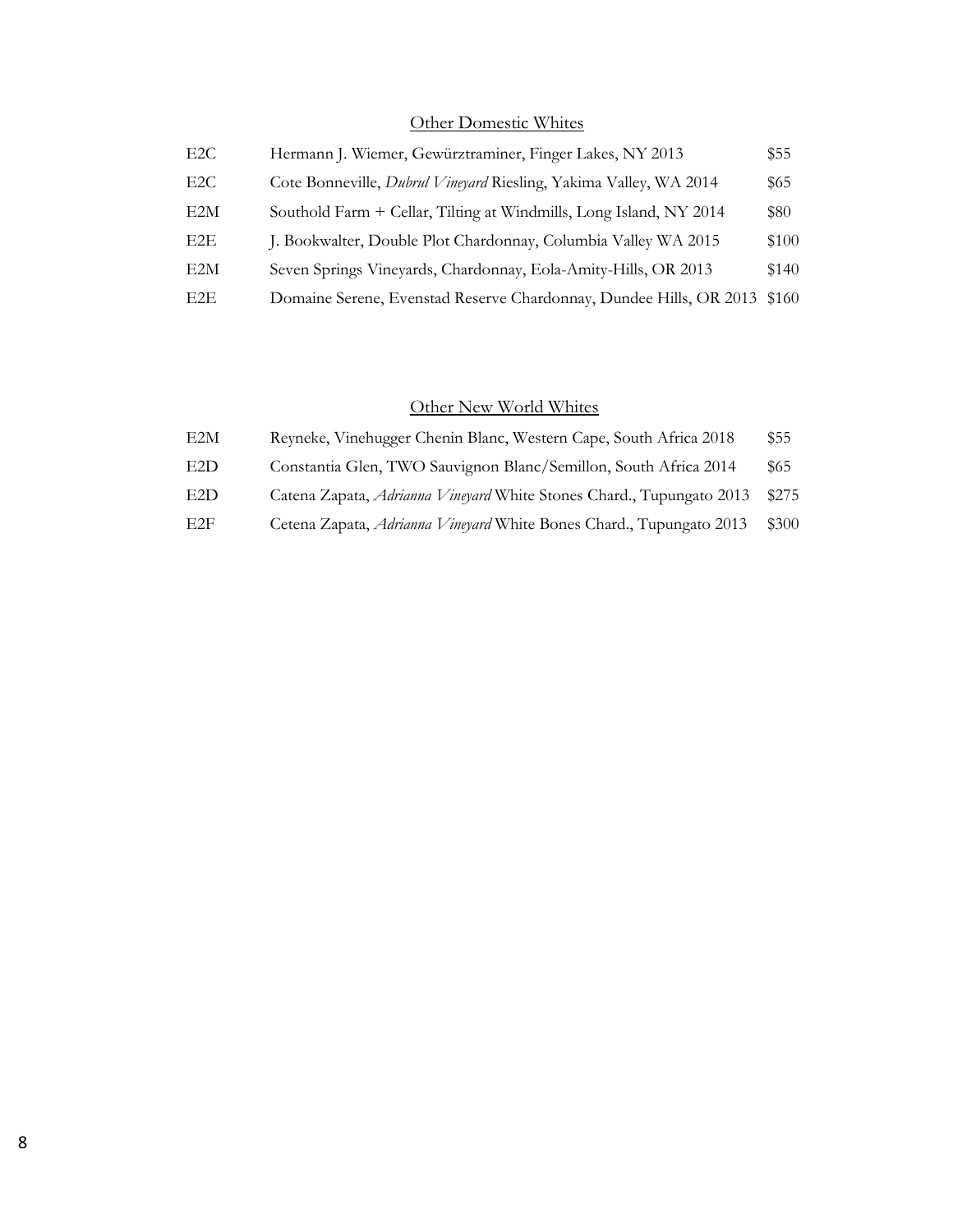## Other Domestic Whites

| | | |
|---|---|---|
| E2C | Hermann J. Wiemer, Gewürztraminer, Finger Lakes, NY 2013 | $55 |
| E2C | Cote Bonneville, *Dubrul Vineyard* Riesling, Yakima Valley, WA 2014 | $65 |
| E2M | Southold Farm + Cellar, Tilting at Windmills, Long Island, NY 2014 | $80 |
| E2E | J. Bookwalter, Double Plot Chardonnay, Columbia Valley WA 2015 | $100 |
| E2M | Seven Springs Vineyards, Chardonnay, Eola-Amity-Hills, OR 2013 | $140 |
| E2E | Domaine Serene, Evenstad Reserve Chardonnay, Dundee Hills, OR 2013 | $160 |

## Other New World Whites

| | | |
|---|---|---|
| E2M | Reyneke, Vinehugger Chenin Blanc, Western Cape, South Africa 2018 | $55 |
| E2D | Constantia Glen, TWO Sauvignon Blanc/Semillon, South Africa 2014 | $65 |
| E2D | Catena Zapata, *Adrianna Vineyard* White Stones Chard., Tupungato 2013 | $275 |
| E2F | Cetena Zapata, *Adrianna Vineyard* White Bones Chard., Tupungato 2013 | $300 |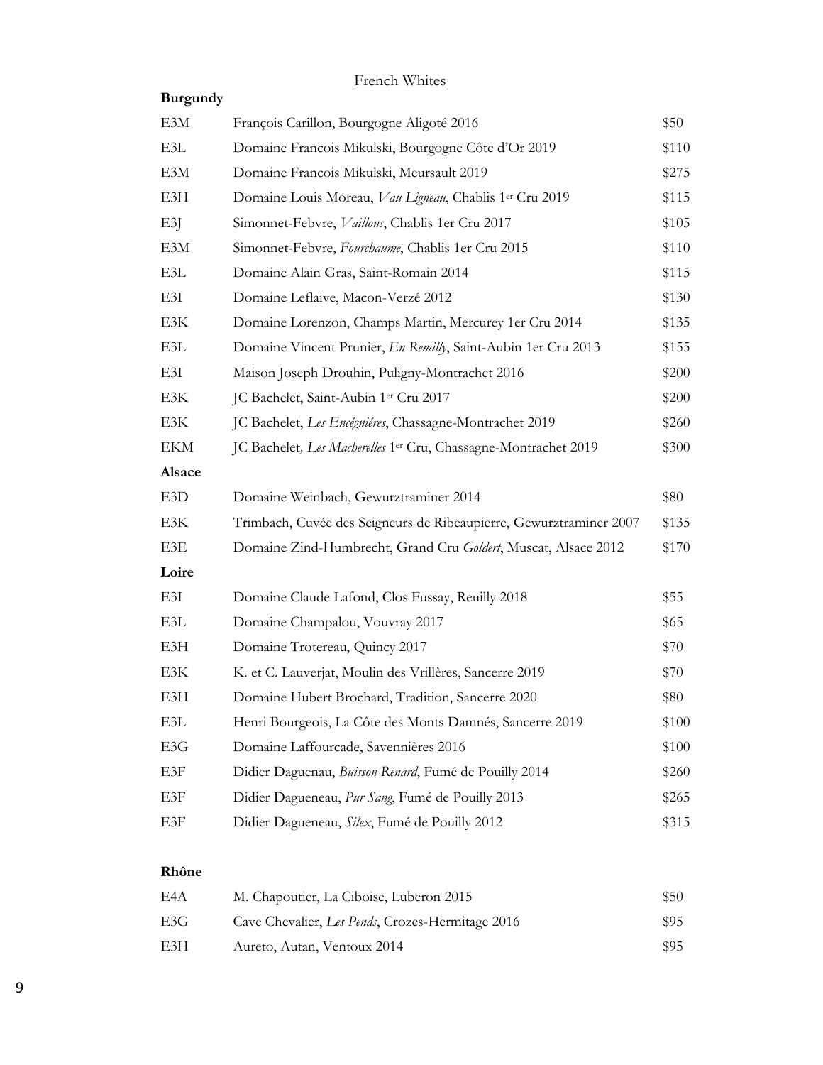## French Whites

### Burgundy

| | | |
|---|---|---|
| E3M | François Carillon, Bourgogne Aligoté 2016 | $50 |
| E3L | Domaine Francois Mikulski, Bourgogne Côte d'Or 2019 | $110 |
| E3M | Domaine Francois Mikulski, Meursault 2019 | $275 |
| E3H | Domaine Louis Moreau, *Vau Ligneau*, Chablis 1er Cru 2019 | $115 |
| E3J | Simonnet-Febvre, *Vaillons*, Chablis 1er Cru 2017 | $105 |
| E3M | Simonnet-Febvre, *Fourchaume*, Chablis 1er Cru 2015 | $110 |
| E3L | Domaine Alain Gras, Saint-Romain 2014 | $115 |
| E3I | Domaine Leflaive, Macon-Verzé 2012 | $130 |
| E3K | Domaine Lorenzon, Champs Martin, Mercurey 1er Cru 2014 | $135 |
| E3L | Domaine Vincent Prunier, *En Remilly*, Saint-Aubin 1er Cru 2013 | $155 |
| E3I | Maison Joseph Drouhin, Puligny-Montrachet 2016 | $200 |
| E3K | JC Bachelet, Saint-Aubin 1er Cru 2017 | $200 |
| E3K | JC Bachelet, *Les Encégniéres*, Chassagne-Montrachet 2019 | $260 |
| EKM | JC Bachelet*, Les Macherelles* 1er Cru, Chassagne-Montrachet 2019 | $300 |

### Alsace

| | | |
|---|---|---|
| E3D | Domaine Weinbach, Gewurztraminer 2014 | $80 |
| E3K | Trimbach, Cuvée des Seigneurs de Ribeaupierre, Gewurztraminer 2007 | $135 |
| E3E | Domaine Zind-Humbrecht, Grand Cru *Goldert*, Muscat, Alsace 2012 | $170 |

### Loire

| | | |
|---|---|---|
| E3I | Domaine Claude Lafond, Clos Fussay, Reuilly 2018 | $55 |
| E3L | Domaine Champalou, Vouvray 2017 | $65 |
| E3H | Domaine Trotereau, Quincy 2017 | $70 |
| E3K | K. et C. Lauverjat, Moulin des Vrillères, Sancerre 2019 | $70 |
| E3H | Domaine Hubert Brochard, Tradition, Sancerre 2020 | $80 |
| E3L | Henri Bourgeois, La Côte des Monts Damnés, Sancerre 2019 | $100 |
| E3G | Domaine Laffourcade, Savennières 2016 | $100 |
| E3F | Didier Daguenau, *Buisson Renard*, Fumé de Pouilly 2014 | $260 |
| E3F | Didier Dagueneau, *Pur Sang*, Fumé de Pouilly 2013 | $265 |
| E3F | Didier Dagueneau, *Silex*, Fumé de Pouilly 2012 | $315 |

### Rhône

| | | |
|---|---|---|
| E4A | M. Chapoutier, La Ciboise, Luberon 2015 | $50 |
| E3G | Cave Chevalier, *Les Pends*, Crozes-Hermitage 2016 | $95 |
| E3H | Aureto, Autan, Ventoux 2014 | $95 |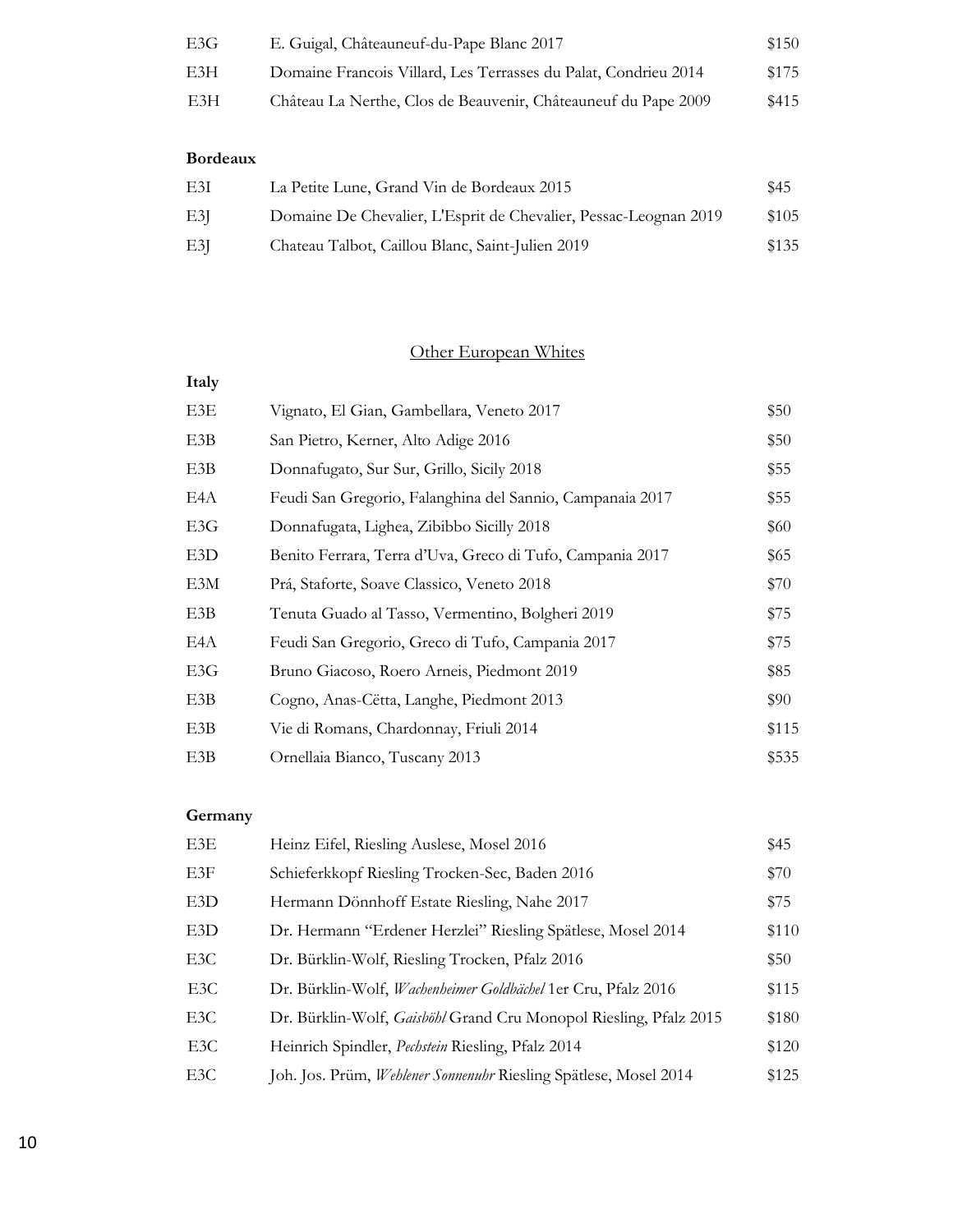| | | |
|---|---|---|
| E3G | E. Guigal, Châteauneuf-du-Pape Blanc 2017 | $150 |
| E3H | Domaine Francois Villard, Les Terrasses du Palat, Condrieu 2014 | $175 |
| E3H | Château La Nerthe, Clos de Beauvenir, Châteauneuf du Pape 2009 | $415 |

**Bordeaux**

| | | |
|---|---|---|
| E3I | La Petite Lune, Grand Vin de Bordeaux 2015 | $45 |
| E3J | Domaine De Chevalier, L'Esprit de Chevalier, Pessac-Leognan 2019 | $105 |
| E3J | Chateau Talbot, Caillou Blanc, Saint-Julien 2019 | $135 |

## Other European Whites

**Italy**

| | | |
|---|---|---|
| E3E | Vignato, El Gian, Gambellara, Veneto 2017 | $50 |
| E3B | San Pietro, Kerner, Alto Adige 2016 | $50 |
| E3B | Donnafugato, Sur Sur, Grillo, Sicily 2018 | $55 |
| E4A | Feudi San Gregorio, Falanghina del Sannio, Campanaia 2017 | $55 |
| E3G | Donnafugata, Lighea, Zibibbo Sicilly 2018 | $60 |
| E3D | Benito Ferrara, Terra d'Uva, Greco di Tufo, Campania 2017 | $65 |
| E3M | Prá, Staforte, Soave Classico, Veneto 2018 | $70 |
| E3B | Tenuta Guado al Tasso, Vermentino, Bolgheri 2019 | $75 |
| E4A | Feudi San Gregorio, Greco di Tufo, Campania 2017 | $75 |
| E3G | Bruno Giacoso, Roero Arneis, Piedmont 2019 | $85 |
| E3B | Cogno, Anas-Cëtta, Langhe, Piedmont 2013 | $90 |
| E3B | Vie di Romans, Chardonnay, Friuli 2014 | $115 |
| E3B | Ornellaia Bianco, Tuscany 2013 | $535 |

**Germany**

| | | |
|---|---|---|
| E3E | Heinz Eifel, Riesling Auslese, Mosel 2016 | $45 |
| E3F | Schieferkkopf Riesling Trocken-Sec, Baden 2016 | $70 |
| E3D | Hermann Dönnhoff Estate Riesling, Nahe 2017 | $75 |
| E3D | Dr. Hermann "Erdener Herzlei" Riesling Spätlese, Mosel 2014 | $110 |
| E3C | Dr. Bürklin-Wolf, Riesling Trocken, Pfalz 2016 | $50 |
| E3C | Dr. Bürklin-Wolf, *Wachenheimer Goldbächel* 1er Cru, Pfalz 2016 | $115 |
| E3C | Dr. Bürklin-Wolf, *Gaisböhl* Grand Cru Monopol Riesling, Pfalz 2015 | $180 |
| E3C | Heinrich Spindler, *Pechstein* Riesling, Pfalz 2014 | $120 |
| E3C | Joh. Jos. Prüm, *Wehlener Sonnenuhr* Riesling Spätlese, Mosel 2014 | $125 |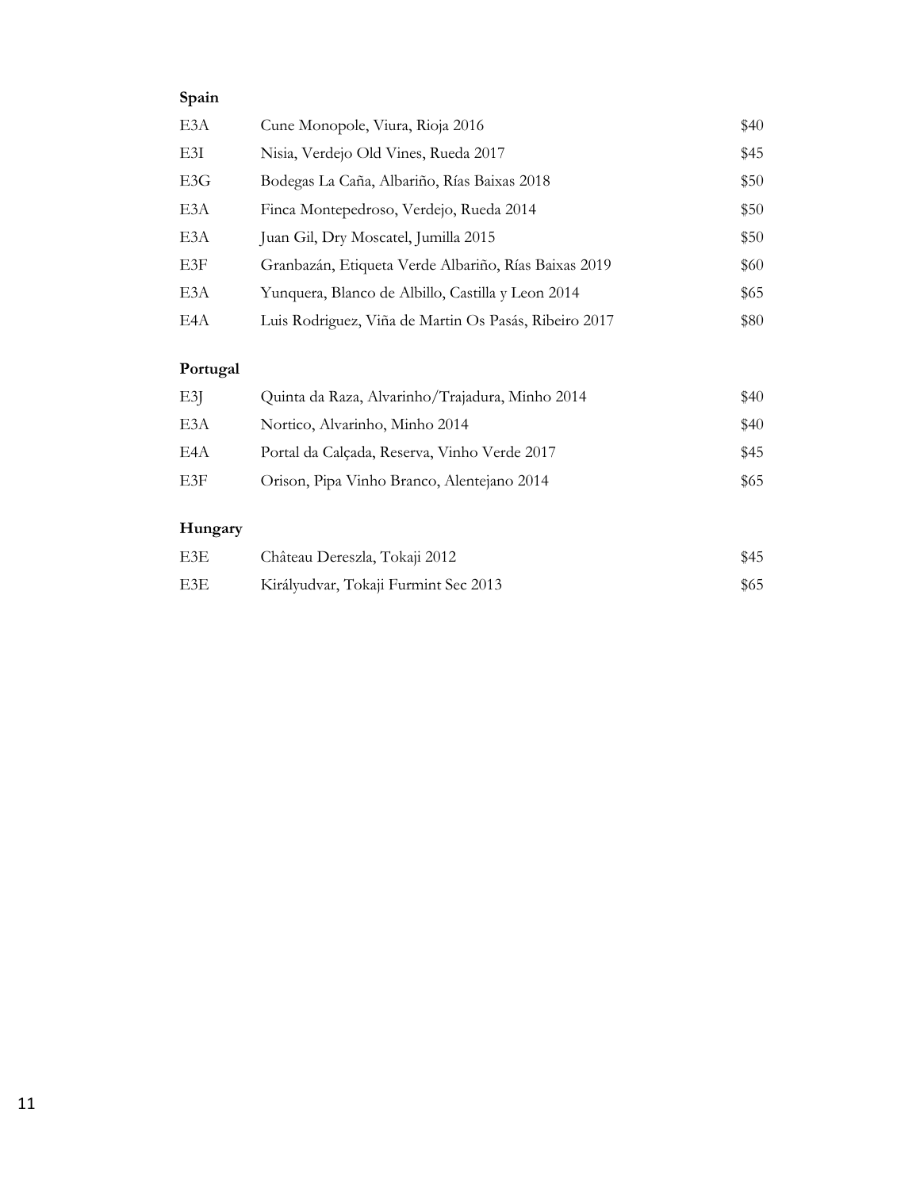**Spain**

| | | |
|---|---|---|
| E3A | Cune Monopole, Viura, Rioja 2016 | $40 |
| E3I | Nisia, Verdejo Old Vines, Rueda 2017 | $45 |
| E3G | Bodegas La Caña, Albariño, Rías Baixas 2018 | $50 |
| E3A | Finca Montepedroso, Verdejo, Rueda 2014 | $50 |
| E3A | Juan Gil, Dry Moscatel, Jumilla 2015 | $50 |
| E3F | Granbazán, Etiqueta Verde Albariño, Rías Baixas 2019 | $60 |
| E3A | Yunquera, Blanco de Albillo, Castilla y Leon 2014 | $65 |
| E4A | Luis Rodriguez, Viña de Martin Os Pasás, Ribeiro 2017 | $80 |

**Portugal**

| | | |
|---|---|---|
| E3J | Quinta da Raza, Alvarinho/Trajadura, Minho 2014 | $40 |
| E3A | Nortico, Alvarinho, Minho 2014 | $40 |
| E4A | Portal da Calçada, Reserva, Vinho Verde 2017 | $45 |
| E3F | Orison, Pipa Vinho Branco, Alentejano 2014 | $65 |

**Hungary**

| | | |
|---|---|---|
| E3E | Château Dereszla, Tokaji 2012 | $45 |
| E3E | Királyudvar, Tokaji Furmint Sec 2013 | $65 |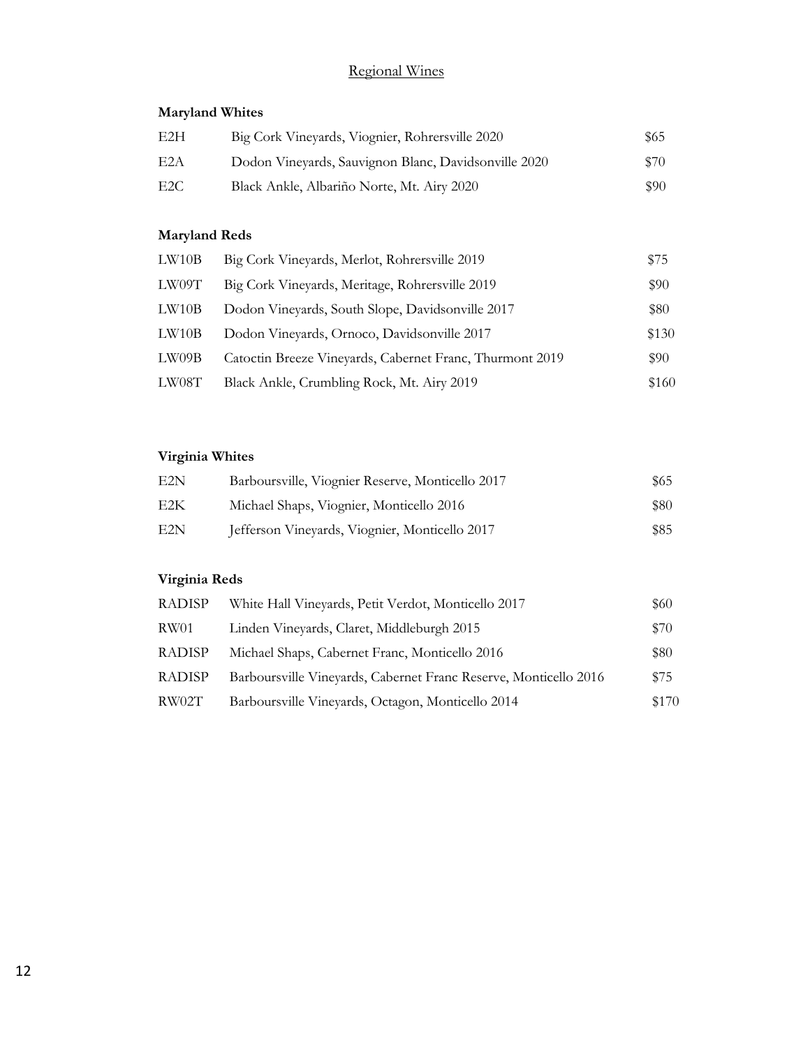## Regional Wines

### Maryland Whites

| | | |
|---|---|---|
| E2H | Big Cork Vineyards, Viognier, Rohrersville 2020 | $65 |
| E2A | Dodon Vineyards, Sauvignon Blanc, Davidsonville 2020 | $70 |
| E2C | Black Ankle, Albariño Norte, Mt. Airy 2020 | $90 |

### Maryland Reds

| | | |
|---|---|---|
| LW10B | Big Cork Vineyards, Merlot, Rohrersville 2019 | $75 |
| LW09T | Big Cork Vineyards, Meritage, Rohrersville 2019 | $90 |
| LW10B | Dodon Vineyards, South Slope, Davidsonville 2017 | $80 |
| LW10B | Dodon Vineyards, Ornoco, Davidsonville 2017 | $130 |
| LW09B | Catoctin Breeze Vineyards, Cabernet Franc, Thurmont 2019 | $90 |
| LW08T | Black Ankle, Crumbling Rock, Mt. Airy 2019 | $160 |

### Virginia Whites

| | | |
|---|---|---|
| E2N | Barboursville, Viognier Reserve, Monticello 2017 | $65 |
| E2K | Michael Shaps, Viognier, Monticello 2016 | $80 |
| E2N | Jefferson Vineyards, Viognier, Monticello 2017 | $85 |

### Virginia Reds

| | | |
|---|---|---|
| RADISP | White Hall Vineyards, Petit Verdot, Monticello 2017 | $60 |
| RW01 | Linden Vineyards, Claret, Middleburgh 2015 | $70 |
| RADISP | Michael Shaps, Cabernet Franc, Monticello 2016 | $80 |
| RADISP | Barboursville Vineyards, Cabernet Franc Reserve, Monticello 2016 | $75 |
| RW02T | Barboursville Vineyards, Octagon, Monticello 2014 | $170 |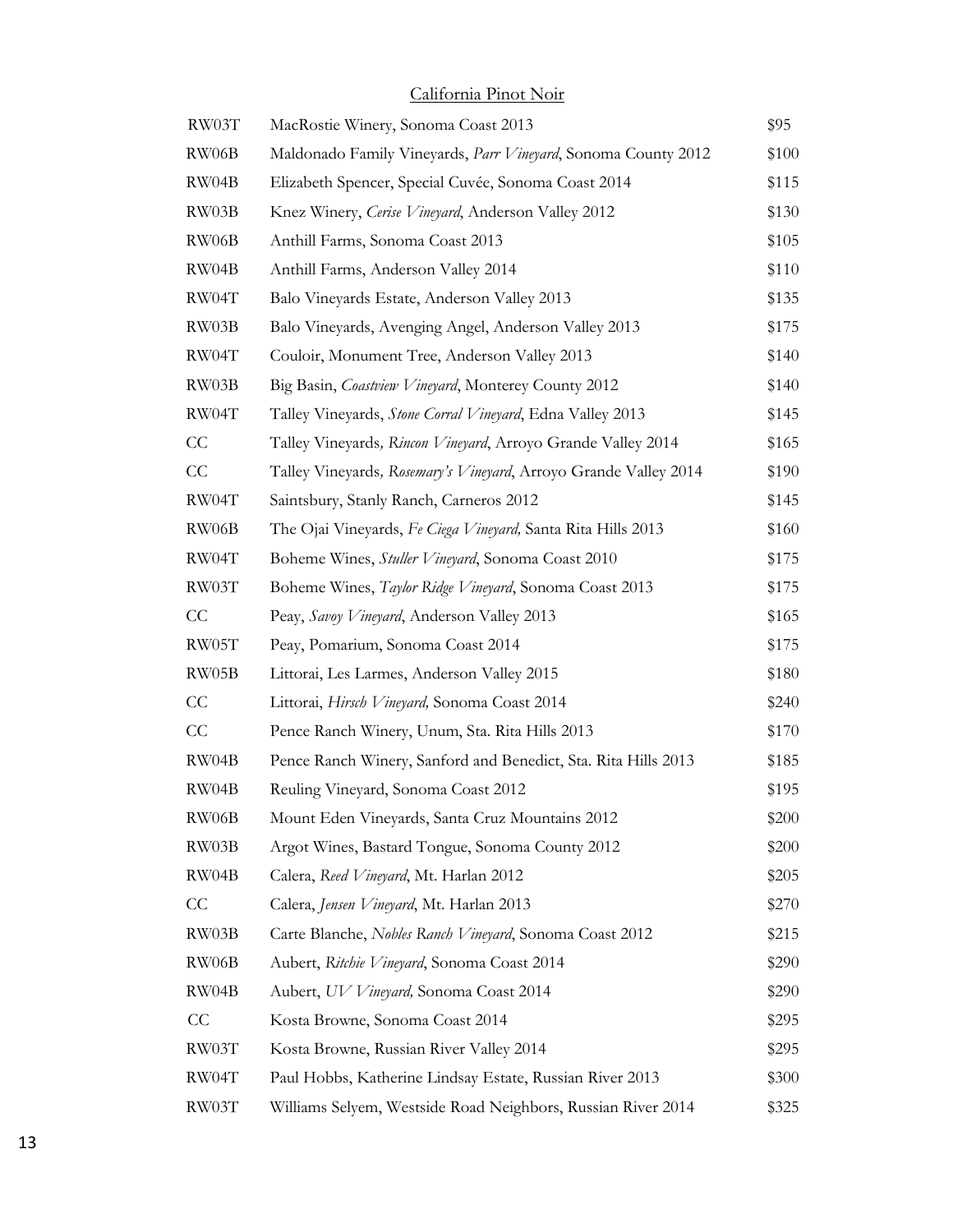California Pinot Noir

| | | |
|---|---|---|
| RW03T | MacRostie Winery, Sonoma Coast 2013 | $95 |
| RW06B | Maldonado Family Vineyards, *Parr Vineyard*, Sonoma County 2012 | $100 |
| RW04B | Elizabeth Spencer, Special Cuvée, Sonoma Coast 2014 | $115 |
| RW03B | Knez Winery, *Cerise Vineyard*, Anderson Valley 2012 | $130 |
| RW06B | Anthill Farms, Sonoma Coast 2013 | $105 |
| RW04B | Anthill Farms, Anderson Valley 2014 | $110 |
| RW04T | Balo Vineyards Estate, Anderson Valley 2013 | $135 |
| RW03B | Balo Vineyards, Avenging Angel, Anderson Valley 2013 | $175 |
| RW04T | Couloir, Monument Tree, Anderson Valley 2013 | $140 |
| RW03B | Big Basin, *Coastview Vineyard*, Monterey County 2012 | $140 |
| RW04T | Talley Vineyards, *Stone Corral Vineyard*, Edna Valley 2013 | $145 |
| CC | Talley Vineyards*, Rincon Vineyard*, Arroyo Grande Valley 2014 | $165 |
| CC | Talley Vineyards*, Rosemary's Vineyard*, Arroyo Grande Valley 2014 | $190 |
| RW04T | Saintsbury, Stanly Ranch, Carneros 2012 | $145 |
| RW06B | The Ojai Vineyards, *Fe Ciega Vineyard,* Santa Rita Hills 2013 | $160 |
| RW04T | Boheme Wines, *Stuller Vineyard*, Sonoma Coast 2010 | $175 |
| RW03T | Boheme Wines, *Taylor Ridge Vineyard*, Sonoma Coast 2013 | $175 |
| CC | Peay, *Savoy Vineyard*, Anderson Valley 2013 | $165 |
| RW05T | Peay, Pomarium, Sonoma Coast 2014 | $175 |
| RW05B | Littorai, Les Larmes, Anderson Valley 2015 | $180 |
| CC | Littorai, *Hirsch Vineyard,* Sonoma Coast 2014 | $240 |
| CC | Pence Ranch Winery, Unum, Sta. Rita Hills 2013 | $170 |
| RW04B | Pence Ranch Winery, Sanford and Benedict, Sta. Rita Hills 2013 | $185 |
| RW04B | Reuling Vineyard, Sonoma Coast 2012 | $195 |
| RW06B | Mount Eden Vineyards, Santa Cruz Mountains 2012 | $200 |
| RW03B | Argot Wines, Bastard Tongue, Sonoma County 2012 | $200 |
| RW04B | Calera, *Reed Vineyard*, Mt. Harlan 2012 | $205 |
| CC | Calera, *Jensen Vineyard*, Mt. Harlan 2013 | $270 |
| RW03B | Carte Blanche, *Nobles Ranch Vineyard*, Sonoma Coast 2012 | $215 |
| RW06B | Aubert, *Ritchie Vineyard*, Sonoma Coast 2014 | $290 |
| RW04B | Aubert, *UV Vineyard,* Sonoma Coast 2014 | $290 |
| CC | Kosta Browne, Sonoma Coast 2014 | $295 |
| RW03T | Kosta Browne, Russian River Valley 2014 | $295 |
| RW04T | Paul Hobbs, Katherine Lindsay Estate, Russian River 2013 | $300 |
| RW03T | Williams Selyem, Westside Road Neighbors, Russian River 2014 | $325 |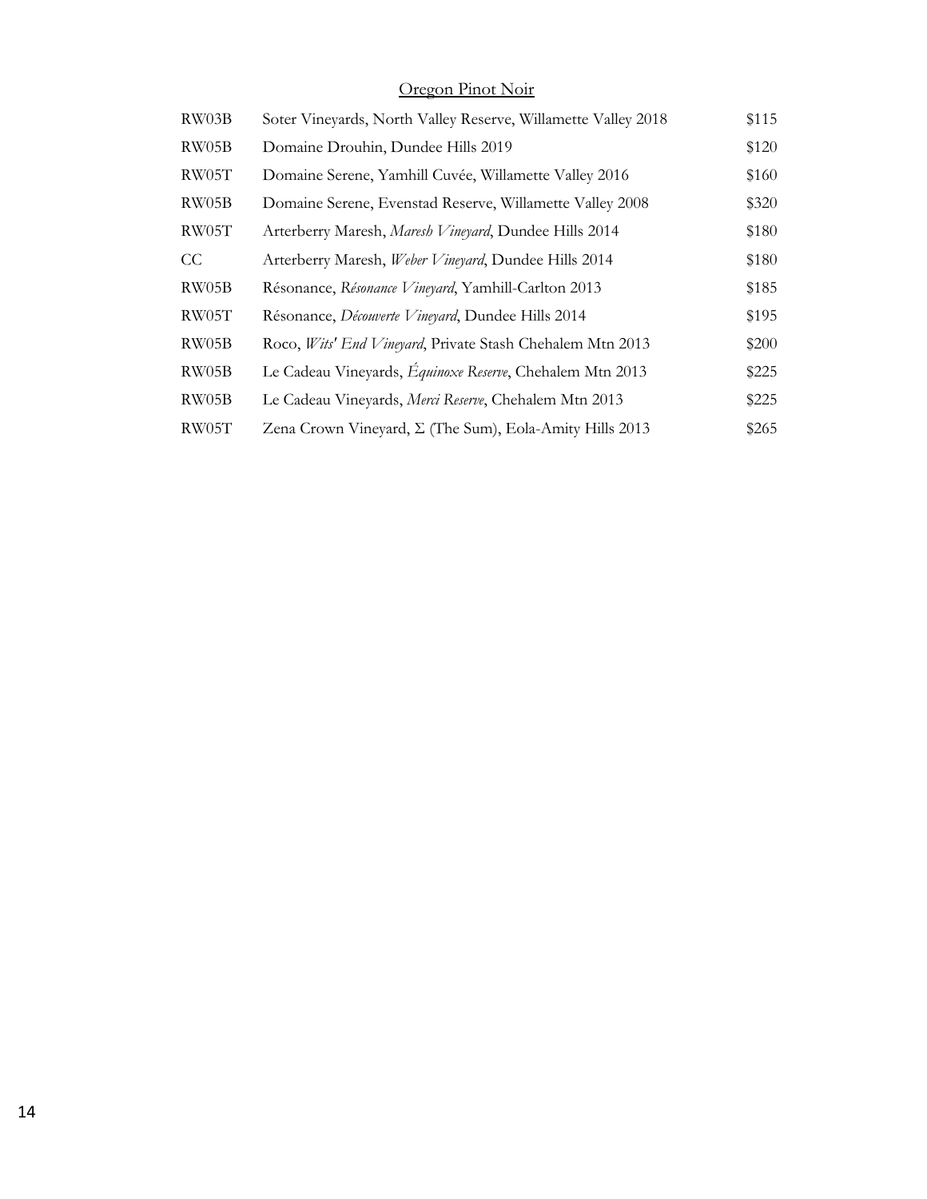## Oregon Pinot Noir

| | | |
|---|---|---|
| RW03B | Soter Vineyards, North Valley Reserve, Willamette Valley 2018 | $115 |
| RW05B | Domaine Drouhin, Dundee Hills 2019 | $120 |
| RW05T | Domaine Serene, Yamhill Cuvée, Willamette Valley 2016 | $160 |
| RW05B | Domaine Serene, Evenstad Reserve, Willamette Valley 2008 | $320 |
| RW05T | Arterberry Maresh, *Maresh Vineyard*, Dundee Hills 2014 | $180 |
| CC | Arterberry Maresh, *Weber Vineyard*, Dundee Hills 2014 | $180 |
| RW05B | Résonance, *Résonance Vineyard*, Yamhill-Carlton 2013 | $185 |
| RW05T | Résonance, *Découverte Vineyard*, Dundee Hills 2014 | $195 |
| RW05B | Roco, *Wits' End Vineyard*, Private Stash Chehalem Mtn 2013 | $200 |
| RW05B | Le Cadeau Vineyards, *Équinoxe Reserve*, Chehalem Mtn 2013 | $225 |
| RW05B | Le Cadeau Vineyards, *Merci Reserve*, Chehalem Mtn 2013 | $225 |
| RW05T | Zena Crown Vineyard, Σ (The Sum), Eola-Amity Hills 2013 | $265 |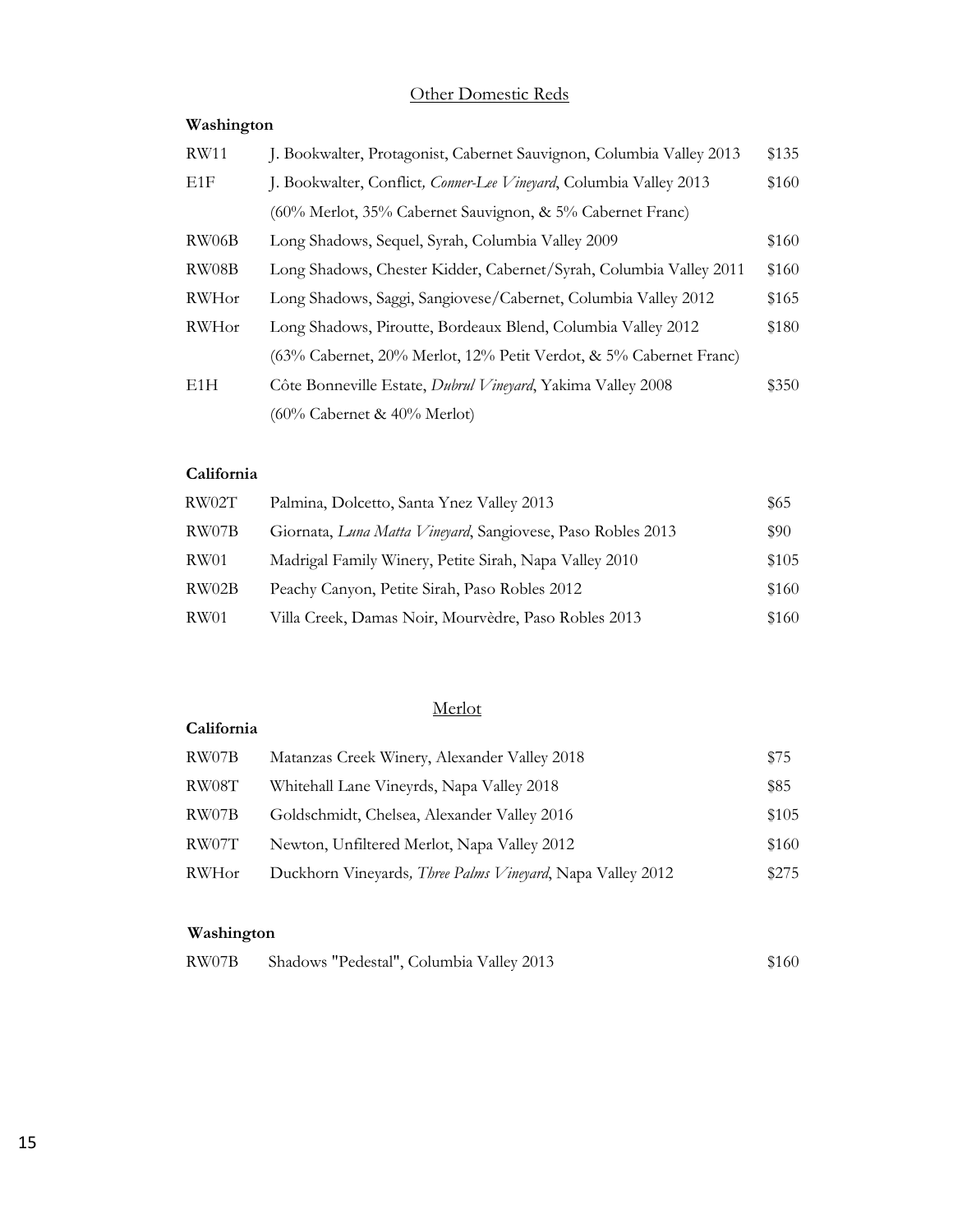## Other Domestic Reds

### Washington

| | | |
|---|---|---|
| RW11 | J. Bookwalter, Protagonist, Cabernet Sauvignon, Columbia Valley 2013 | $135 |
| E1F | J. Bookwalter, Conflict*, Conner-Lee Vineyard*, Columbia Valley 2013 | $160 |
| | (60% Merlot, 35% Cabernet Sauvignon, & 5% Cabernet Franc) | |
| RW06B | Long Shadows, Sequel, Syrah, Columbia Valley 2009 | $160 |
| RW08B | Long Shadows, Chester Kidder, Cabernet/Syrah, Columbia Valley 2011 | $160 |
| RWHor | Long Shadows, Saggi, Sangiovese/Cabernet, Columbia Valley 2012 | $165 |
| RWHor | Long Shadows, Piroutte, Bordeaux Blend, Columbia Valley 2012 | $180 |
| | (63% Cabernet, 20% Merlot, 12% Petit Verdot, & 5% Cabernet Franc) | |
| E1H | Côte Bonneville Estate, *Dubrul Vineyard*, Yakima Valley 2008 | $350 |
| | (60% Cabernet & 40% Merlot) | |

### California

| | | |
|---|---|---|
| RW02T | Palmina, Dolcetto, Santa Ynez Valley 2013 | $65 |
| RW07B | Giornata, *Luna Matta Vineyard*, Sangiovese, Paso Robles 2013 | $90 |
| RW01 | Madrigal Family Winery, Petite Sirah, Napa Valley 2010 | $105 |
| RW02B | Peachy Canyon, Petite Sirah, Paso Robles 2012 | $160 |
| RW01 | Villa Creek, Damas Noir, Mourvèdre, Paso Robles 2013 | $160 |

## Merlot

### California

| | | |
|---|---|---|
| RW07B | Matanzas Creek Winery, Alexander Valley 2018 | $75 |
| RW08T | Whitehall Lane Vineyrds, Napa Valley 2018 | $85 |
| RW07B | Goldschmidt, Chelsea, Alexander Valley 2016 | $105 |
| RW07T | Newton, Unfiltered Merlot, Napa Valley 2012 | $160 |
| RWHor | Duckhorn Vineyards*, Three Palms Vineyard*, Napa Valley 2012 | $275 |

### Washington

| | | |
|---|---|---|
| RW07B | Shadows "Pedestal", Columbia Valley 2013 | $160 |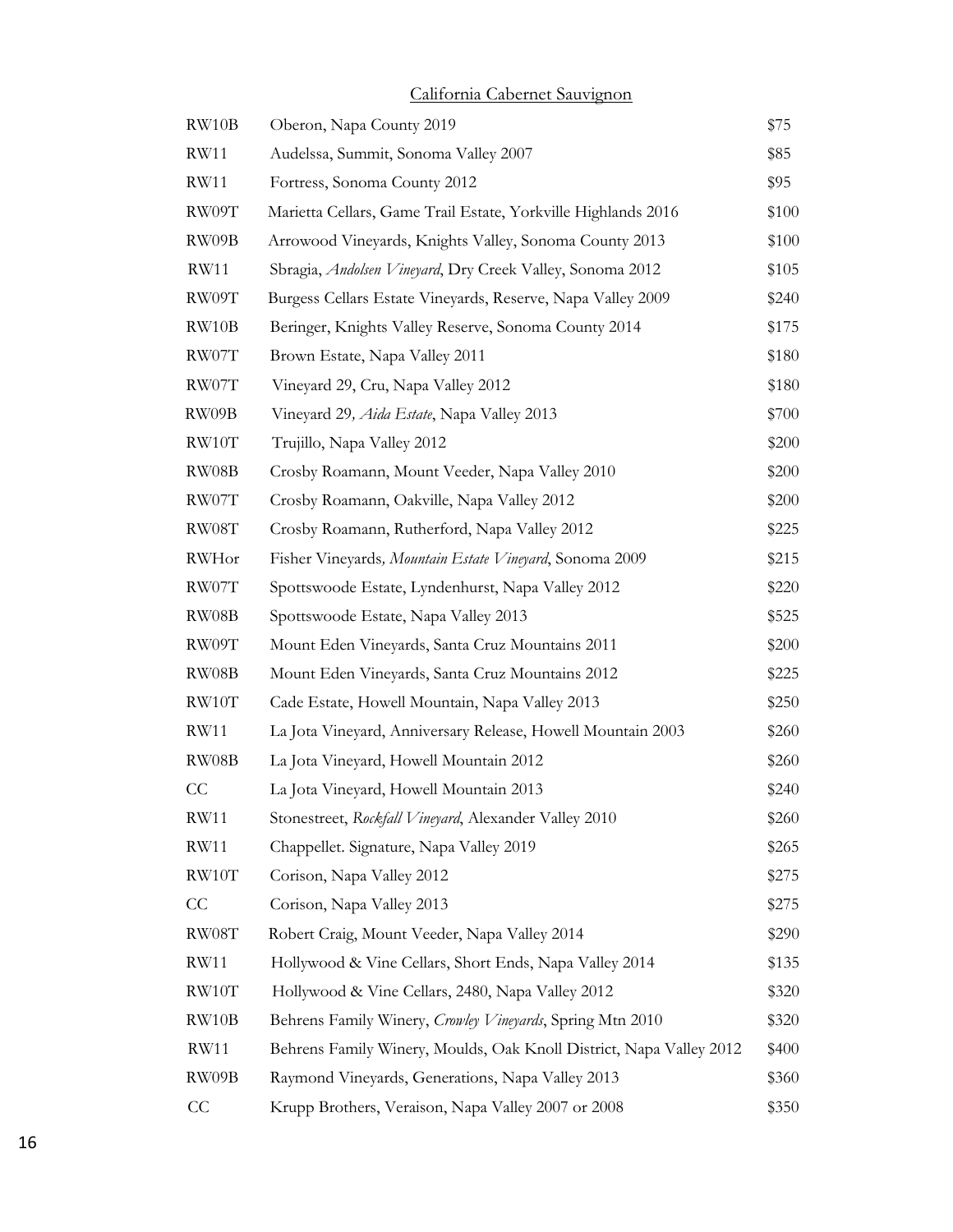## California Cabernet Sauvignon

| | | |
|---|---|---|
| RW10B | Oberon, Napa County 2019 | $75 |
| RW11 | Audelssa, Summit, Sonoma Valley 2007 | $85 |
| RW11 | Fortress, Sonoma County 2012 | $95 |
| RW09T | Marietta Cellars, Game Trail Estate, Yorkville Highlands 2016 | $100 |
| RW09B | Arrowood Vineyards, Knights Valley, Sonoma County 2013 | $100 |
| RW11 | Sbragia, *Andolsen Vineyard*, Dry Creek Valley, Sonoma 2012 | $105 |
| RW09T | Burgess Cellars Estate Vineyards, Reserve, Napa Valley 2009 | $240 |
| RW10B | Beringer, Knights Valley Reserve, Sonoma County 2014 | $175 |
| RW07T | Brown Estate, Napa Valley 2011 | $180 |
| RW07T | Vineyard 29, Cru, Napa Valley 2012 | $180 |
| RW09B | Vineyard 29*, Aida Estate*, Napa Valley 2013 | $700 |
| RW10T | Trujillo, Napa Valley 2012 | $200 |
| RW08B | Crosby Roamann, Mount Veeder, Napa Valley 2010 | $200 |
| RW07T | Crosby Roamann, Oakville, Napa Valley 2012 | $200 |
| RW08T | Crosby Roamann, Rutherford, Napa Valley 2012 | $225 |
| RWHor | Fisher Vineyards*, Mountain Estate Vineyard*, Sonoma 2009 | $215 |
| RW07T | Spottswoode Estate, Lyndenhurst, Napa Valley 2012 | $220 |
| RW08B | Spottswoode Estate, Napa Valley 2013 | $525 |
| RW09T | Mount Eden Vineyards, Santa Cruz Mountains 2011 | $200 |
| RW08B | Mount Eden Vineyards, Santa Cruz Mountains 2012 | $225 |
| RW10T | Cade Estate, Howell Mountain, Napa Valley 2013 | $250 |
| RW11 | La Jota Vineyard, Anniversary Release, Howell Mountain 2003 | $260 |
| RW08B | La Jota Vineyard, Howell Mountain 2012 | $260 |
| CC | La Jota Vineyard, Howell Mountain 2013 | $240 |
| RW11 | Stonestreet, *Rockfall Vineyard*, Alexander Valley 2010 | $260 |
| RW11 | Chappellet. Signature, Napa Valley 2019 | $265 |
| RW10T | Corison, Napa Valley 2012 | $275 |
| CC | Corison, Napa Valley 2013 | $275 |
| RW08T | Robert Craig, Mount Veeder, Napa Valley 2014 | $290 |
| RW11 | Hollywood & Vine Cellars, Short Ends, Napa Valley 2014 | $135 |
| RW10T | Hollywood & Vine Cellars, 2480, Napa Valley 2012 | $320 |
| RW10B | Behrens Family Winery, *Crowley Vineyards*, Spring Mtn 2010 | $320 |
| RW11 | Behrens Family Winery, Moulds, Oak Knoll District, Napa Valley 2012 | $400 |
| RW09B | Raymond Vineyards, Generations, Napa Valley 2013 | $360 |
| CC | Krupp Brothers, Veraison, Napa Valley 2007 or 2008 | $350 |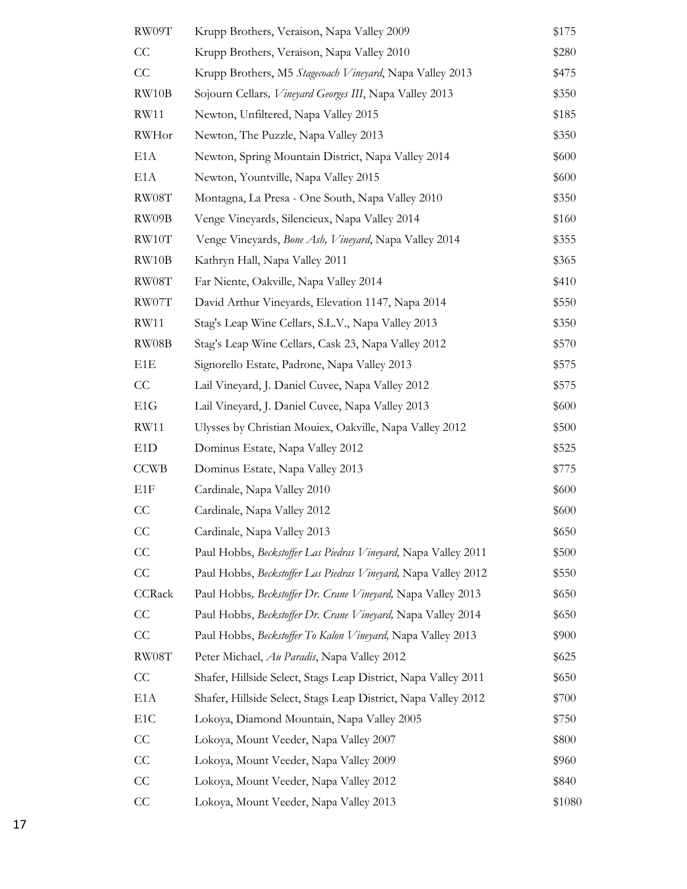| | | |
|---|---|---|
| RW09T | Krupp Brothers, Veraison, Napa Valley 2009 | $175 |
| CC | Krupp Brothers, Veraison, Napa Valley 2010 | $280 |
| CC | Krupp Brothers, M5 *Stagecoach Vineyard*, Napa Valley 2013 | $475 |
| RW10B | Sojourn Cellars*, Vineyard Georges III*, Napa Valley 2013 | $350 |
| RW11 | Newton, Unfiltered, Napa Valley 2015 | $185 |
| RWHor | Newton, The Puzzle, Napa Valley 2013 | $350 |
| E1A | Newton, Spring Mountain District, Napa Valley 2014 | $600 |
| E1A | Newton, Yountville, Napa Valley 2015 | $600 |
| RW08T | Montagna, La Presa - One South, Napa Valley 2010 | $350 |
| RW09B | Venge Vineyards, Silencieux, Napa Valley 2014 | $160 |
| RW10T | Venge Vineyards, *Bone Ash, Vineyard*, Napa Valley 2014 | $355 |
| RW10B | Kathryn Hall, Napa Valley 2011 | $365 |
| RW08T | Far Niente, Oakville, Napa Valley 2014 | $410 |
| RW07T | David Arthur Vineyards, Elevation 1147, Napa 2014 | $550 |
| RW11 | Stag's Leap Wine Cellars, S.L.V., Napa Valley 2013 | $350 |
| RW08B | Stag's Leap Wine Cellars, Cask 23, Napa Valley 2012 | $570 |
| E1E | Signorello Estate, Padrone, Napa Valley 2013 | $575 |
| CC | Lail Vineyard, J. Daniel Cuvee, Napa Valley 2012 | $575 |
| E1G | Lail Vineyard, J. Daniel Cuvee, Napa Valley 2013 | $600 |
| RW11 | Ulysses by Christian Mouiex, Oakville, Napa Valley 2012 | $500 |
| E1D | Dominus Estate, Napa Valley 2012 | $525 |
| CCWB | Dominus Estate, Napa Valley 2013 | $775 |
| E1F | Cardinale, Napa Valley 2010 | $600 |
| CC | Cardinale, Napa Valley 2012 | $600 |
| CC | Cardinale, Napa Valley 2013 | $650 |
| CC | Paul Hobbs, *Beckstoffer Las Piedras Vineyard,* Napa Valley 2011 | $500 |
| CC | Paul Hobbs, *Beckstoffer Las Piedras Vineyard,* Napa Valley 2012 | $550 |
| CCRack | Paul Hobbs*, Beckstoffer Dr. Crane Vineyard,* Napa Valley 2013 | $650 |
| CC | Paul Hobbs, *Beckstoffer Dr. Crane Vineyard,* Napa Valley 2014 | $650 |
| CC | Paul Hobbs, *Beckstoffer To Kalon Vineyard,* Napa Valley 2013 | $900 |
| RW08T | Peter Michael, *Au Paradis*, Napa Valley 2012 | $625 |
| CC | Shafer, Hillside Select, Stags Leap District, Napa Valley 2011 | $650 |
| E1A | Shafer, Hillside Select, Stags Leap District, Napa Valley 2012 | $700 |
| E1C | Lokoya, Diamond Mountain, Napa Valley 2005 | $750 |
| CC | Lokoya, Mount Veeder, Napa Valley 2007 | $800 |
| CC | Lokoya, Mount Veeder, Napa Valley 2009 | $960 |
| CC | Lokoya, Mount Veeder, Napa Valley 2012 | $840 |
| CC | Lokoya, Mount Veeder, Napa Valley 2013 | $1080 |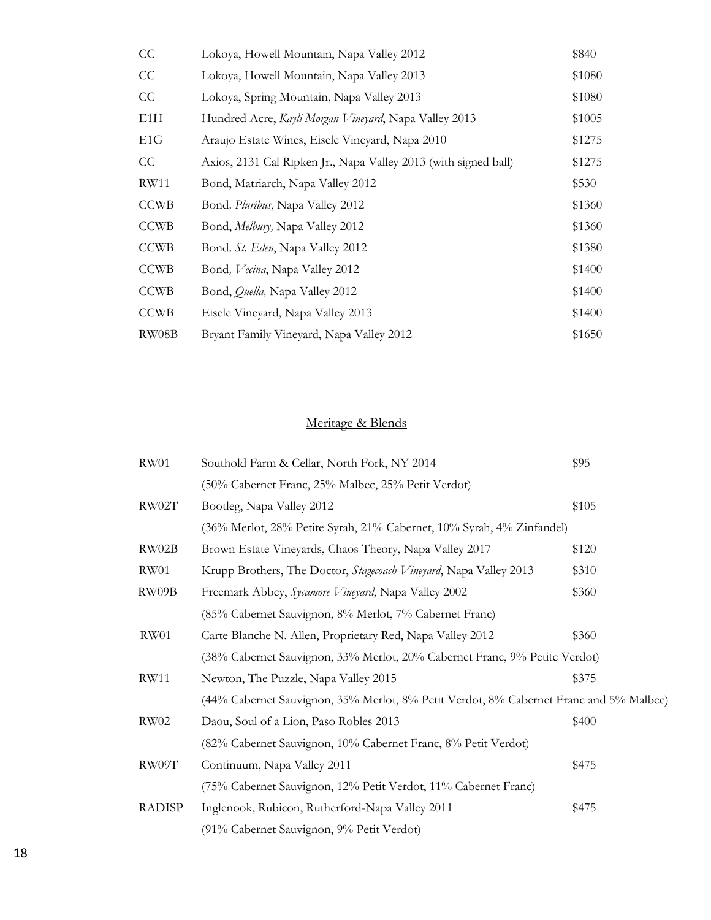| | | |
|---|---|---|
| CC | Lokoya, Howell Mountain, Napa Valley 2012 | $840 |
| CC | Lokoya, Howell Mountain, Napa Valley 2013 | $1080 |
| CC | Lokoya, Spring Mountain, Napa Valley 2013 | $1080 |
| E1H | Hundred Acre, *Kayli Morgan Vineyard*, Napa Valley 2013 | $1005 |
| E1G | Araujo Estate Wines, Eisele Vineyard, Napa 2010 | $1275 |
| CC | Axios, 2131 Cal Ripken Jr., Napa Valley 2013 (with signed ball) | $1275 |
| RW11 | Bond, Matriarch, Napa Valley 2012 | $530 |
| CCWB | Bond, *Pluribus*, Napa Valley 2012 | $1360 |
| CCWB | Bond, *Melbury,* Napa Valley 2012 | $1360 |
| CCWB | Bond, *St. Eden*, Napa Valley 2012 | $1380 |
| CCWB | Bond, *Vecina*, Napa Valley 2012 | $1400 |
| CCWB | Bond, *Quella,* Napa Valley 2012 | $1400 |
| CCWB | Eisele Vineyard, Napa Valley 2013 | $1400 |
| RW08B | Bryant Family Vineyard, Napa Valley 2012 | $1650 |

## Meritage & Blends

| | | |
|---|---|---|
| RW01 | Southold Farm & Cellar, North Fork, NY 2014 | $95 |
| | (50% Cabernet Franc, 25% Malbec, 25% Petit Verdot) | |
| RW02T | Bootleg, Napa Valley 2012 | $105 |
| | (36% Merlot, 28% Petite Syrah, 21% Cabernet, 10% Syrah, 4% Zinfandel) | |
| RW02B | Brown Estate Vineyards, Chaos Theory, Napa Valley 2017 | $120 |
| RW01 | Krupp Brothers, The Doctor, *Stagecoach Vineyard*, Napa Valley 2013 | $310 |
| RW09B | Freemark Abbey, *Sycamore Vineyard*, Napa Valley 2002 | $360 |
| | (85% Cabernet Sauvignon, 8% Merlot, 7% Cabernet Franc) | |
| RW01 | Carte Blanche N. Allen, Proprietary Red, Napa Valley 2012 | $360 |
| | (38% Cabernet Sauvignon, 33% Merlot, 20% Cabernet Franc, 9% Petite Verdot) | |
| RW11 | Newton, The Puzzle, Napa Valley 2015 | $375 |
| | (44% Cabernet Sauvignon, 35% Merlot, 8% Petit Verdot, 8% Cabernet Franc and 5% Malbec) | |
| RW02 | Daou, Soul of a Lion, Paso Robles 2013 | $400 |
| | (82% Cabernet Sauvignon, 10% Cabernet Franc, 8% Petit Verdot) | |
| RW09T | Continuum, Napa Valley 2011 | $475 |
| | (75% Cabernet Sauvignon, 12% Petit Verdot, 11% Cabernet Franc) | |
| RADISP | Inglenook, Rubicon, Rutherford-Napa Valley 2011 | $475 |
| | (91% Cabernet Sauvignon, 9% Petit Verdot) | |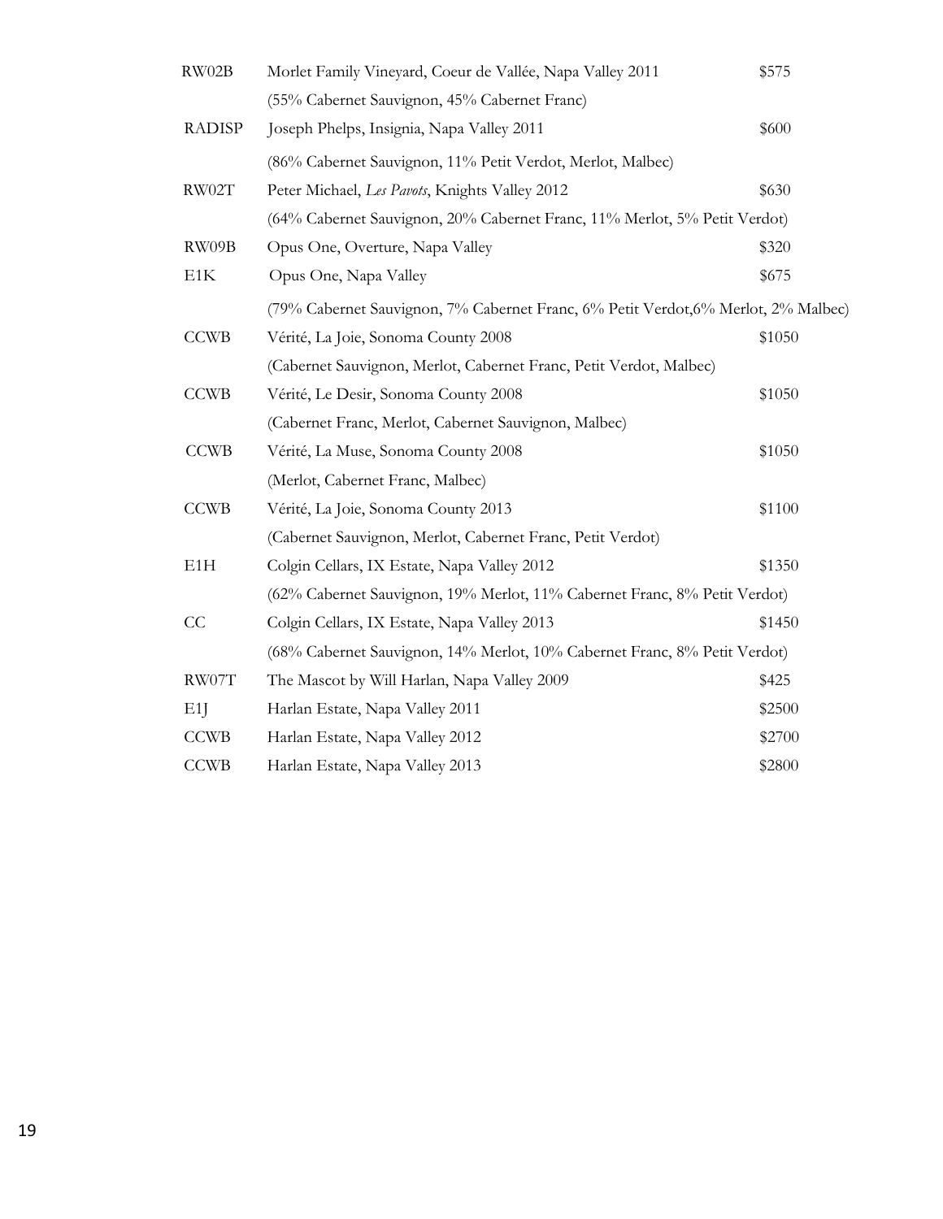| | | |
|---|---|---|
| RW02B | Morlet Family Vineyard, Coeur de Vallée, Napa Valley 2011 | $575 |
| | (55% Cabernet Sauvignon, 45% Cabernet Franc) | |
| RADISP | Joseph Phelps, Insignia, Napa Valley 2011 | $600 |
| | (86% Cabernet Sauvignon, 11% Petit Verdot, Merlot, Malbec) | |
| RW02T | Peter Michael, *Les Pavots*, Knights Valley 2012 | $630 |
| | (64% Cabernet Sauvignon, 20% Cabernet Franc, 11% Merlot, 5% Petit Verdot) | |
| RW09B | Opus One, Overture, Napa Valley | $320 |
| E1K | Opus One, Napa Valley | $675 |
| | (79% Cabernet Sauvignon, 7% Cabernet Franc, 6% Petit Verdot,6% Merlot, 2% Malbec) | |
| CCWB | Vérité, La Joie, Sonoma County 2008 | $1050 |
| | (Cabernet Sauvignon, Merlot, Cabernet Franc, Petit Verdot, Malbec) | |
| CCWB | Vérité, Le Desir, Sonoma County 2008 | $1050 |
| | (Cabernet Franc, Merlot, Cabernet Sauvignon, Malbec) | |
| CCWB | Vérité, La Muse, Sonoma County 2008 | $1050 |
| | (Merlot, Cabernet Franc, Malbec) | |
| CCWB | Vérité, La Joie, Sonoma County 2013 | $1100 |
| | (Cabernet Sauvignon, Merlot, Cabernet Franc, Petit Verdot) | |
| E1H | Colgin Cellars, IX Estate, Napa Valley 2012 | $1350 |
| | (62% Cabernet Sauvignon, 19% Merlot, 11% Cabernet Franc, 8% Petit Verdot) | |
| CC | Colgin Cellars, IX Estate, Napa Valley 2013 | $1450 |
| | (68% Cabernet Sauvignon, 14% Merlot, 10% Cabernet Franc, 8% Petit Verdot) | |
| RW07T | The Mascot by Will Harlan, Napa Valley 2009 | $425 |
| E1J | Harlan Estate, Napa Valley 2011 | $2500 |
| CCWB | Harlan Estate, Napa Valley 2012 | $2700 |
| CCWB | Harlan Estate, Napa Valley 2013 | $2800 |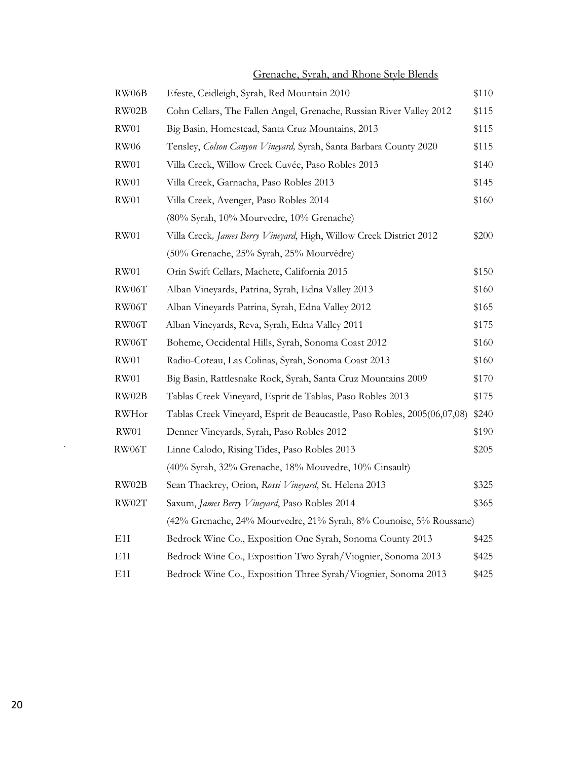## Grenache, Syrah, and Rhone Style Blends

| | | |
|---|---|---|
| RW06B | Efeste, Ceidleigh, Syrah, Red Mountain 2010 | $110 |
| RW02B | Cohn Cellars, The Fallen Angel, Grenache, Russian River Valley 2012 | $115 |
| RW01 | Big Basin, Homestead, Santa Cruz Mountains, 2013 | $115 |
| RW06 | Tensley, *Colson Canyon Vineyard,* Syrah, Santa Barbara County 2020 | $115 |
| RW01 | Villa Creek, Willow Creek Cuvée, Paso Robles 2013 | $140 |
| RW01 | Villa Creek, Garnacha, Paso Robles 2013 | $145 |
| RW01 | Villa Creek, Avenger, Paso Robles 2014 | $160 |
| | (80% Syrah, 10% Mourvedre, 10% Grenache) | |
| RW01 | Villa Creek*, James Berry Vineyard*, High, Willow Creek District 2012 | $200 |
| | (50% Grenache, 25% Syrah, 25% Mourvèdre) | |
| RW01 | Orin Swift Cellars, Machete, California 2015 | $150 |
| RW06T | Alban Vineyards, Patrina, Syrah, Edna Valley 2013 | $160 |
| RW06T | Alban Vineyards Patrina, Syrah, Edna Valley 2012 | $165 |
| RW06T | Alban Vineyards, Reva, Syrah, Edna Valley 2011 | $175 |
| RW06T | Boheme, Occidental Hills, Syrah, Sonoma Coast 2012 | $160 |
| RW01 | Radio-Coteau, Las Colinas, Syrah, Sonoma Coast 2013 | $160 |
| RW01 | Big Basin, Rattlesnake Rock, Syrah, Santa Cruz Mountains 2009 | $170 |
| RW02B | Tablas Creek Vineyard, Esprit de Tablas, Paso Robles 2013 | $175 |
| RWHor | Tablas Creek Vineyard, Esprit de Beaucastle, Paso Robles, 2005(06,07,08) | $240 |
| RW01 | Denner Vineyards, Syrah, Paso Robles 2012 | $190 |
| RW06T | Linne Calodo, Rising Tides, Paso Robles 2013 | $205 |
| | (40% Syrah, 32% Grenache, 18% Mouvedre, 10% Cinsault) | |
| RW02B | Sean Thackrey, Orion, *Rossi Vineyard*, St. Helena 2013 | $325 |
| RW02T | Saxum, *James Berry Vineyard*, Paso Robles 2014 | $365 |
| | (42% Grenache, 24% Mourvedre, 21% Syrah, 8% Counoise, 5% Roussane) | |
| E1I | Bedrock Wine Co., Exposition One Syrah, Sonoma County 2013 | $425 |
| E1I | Bedrock Wine Co., Exposition Two Syrah/Viognier, Sonoma 2013 | $425 |
| E1I | Bedrock Wine Co., Exposition Three Syrah/Viognier, Sonoma 2013 | $425 |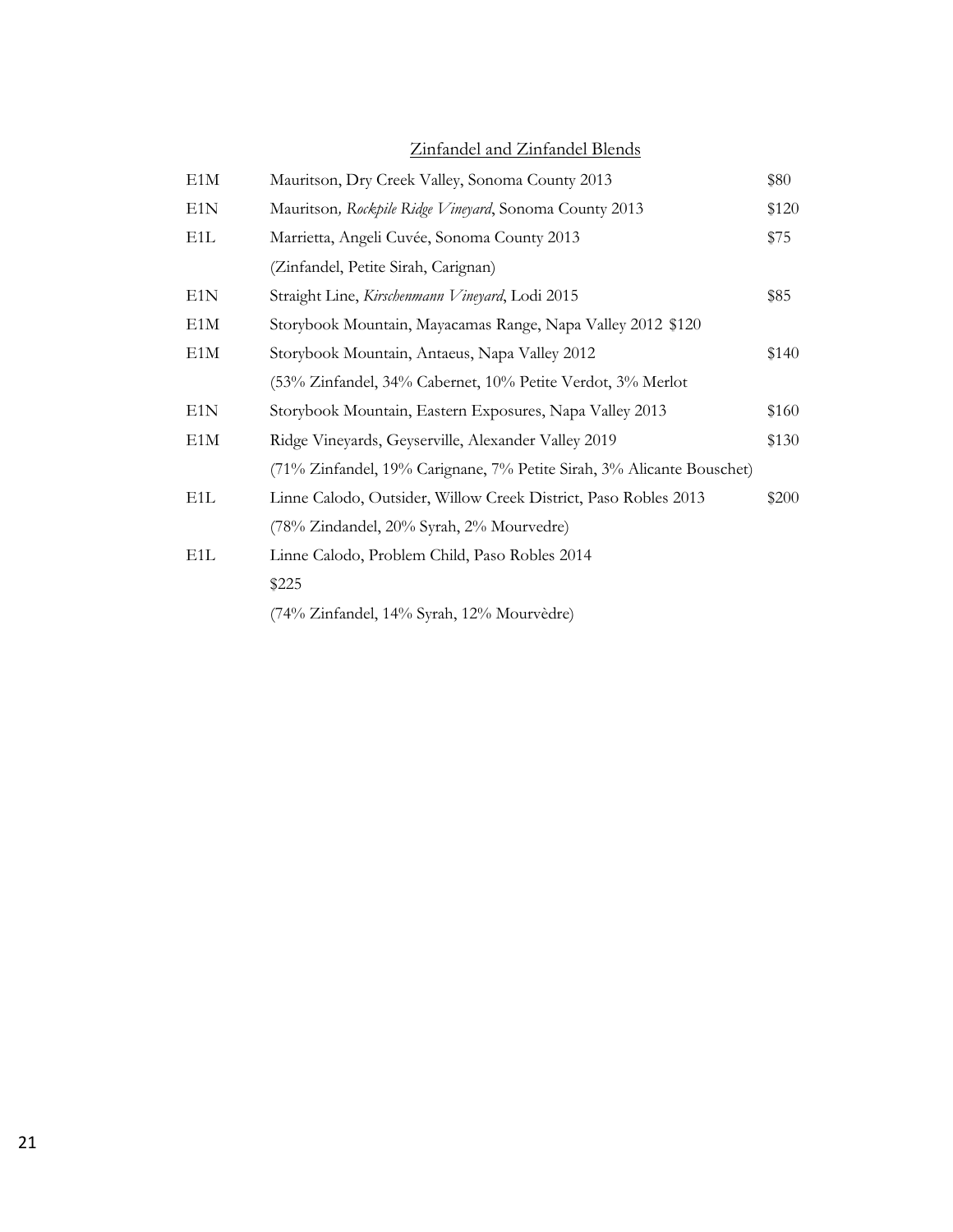## Zinfandel and Zinfandel Blends

| | | |
|---|---|---|
| E1M | Mauritson, Dry Creek Valley, Sonoma County 2013 | $80 |
| E1N | Mauritson, *Rockpile Ridge Vineyard*, Sonoma County 2013 | $120 |
| E1L | Marrietta, Angeli Cuvée, Sonoma County 2013 | $75 |
| | (Zinfandel, Petite Sirah, Carignan) | |
| E1N | Straight Line, *Kirschenmann Vineyard*, Lodi 2015 | $85 |
| E1M | Storybook Mountain, Mayacamas Range, Napa Valley 2012 $120 | |
| E1M | Storybook Mountain, Antaeus, Napa Valley 2012 | $140 |
| | (53% Zinfandel, 34% Cabernet, 10% Petite Verdot, 3% Merlot | |
| E1N | Storybook Mountain, Eastern Exposures, Napa Valley 2013 | $160 |
| E1M | Ridge Vineyards, Geyserville, Alexander Valley 2019 | $130 |
| | (71% Zinfandel, 19% Carignane, 7% Petite Sirah, 3% Alicante Bouschet) | |
| E1L | Linne Calodo, Outsider, Willow Creek District, Paso Robles 2013 | $200 |
| | (78% Zindandel, 20% Syrah, 2% Mourvedre) | |
| E1L | Linne Calodo, Problem Child, Paso Robles 2014 | |
| | $225 | |
| | (74% Zinfandel, 14% Syrah, 12% Mourvèdre) | |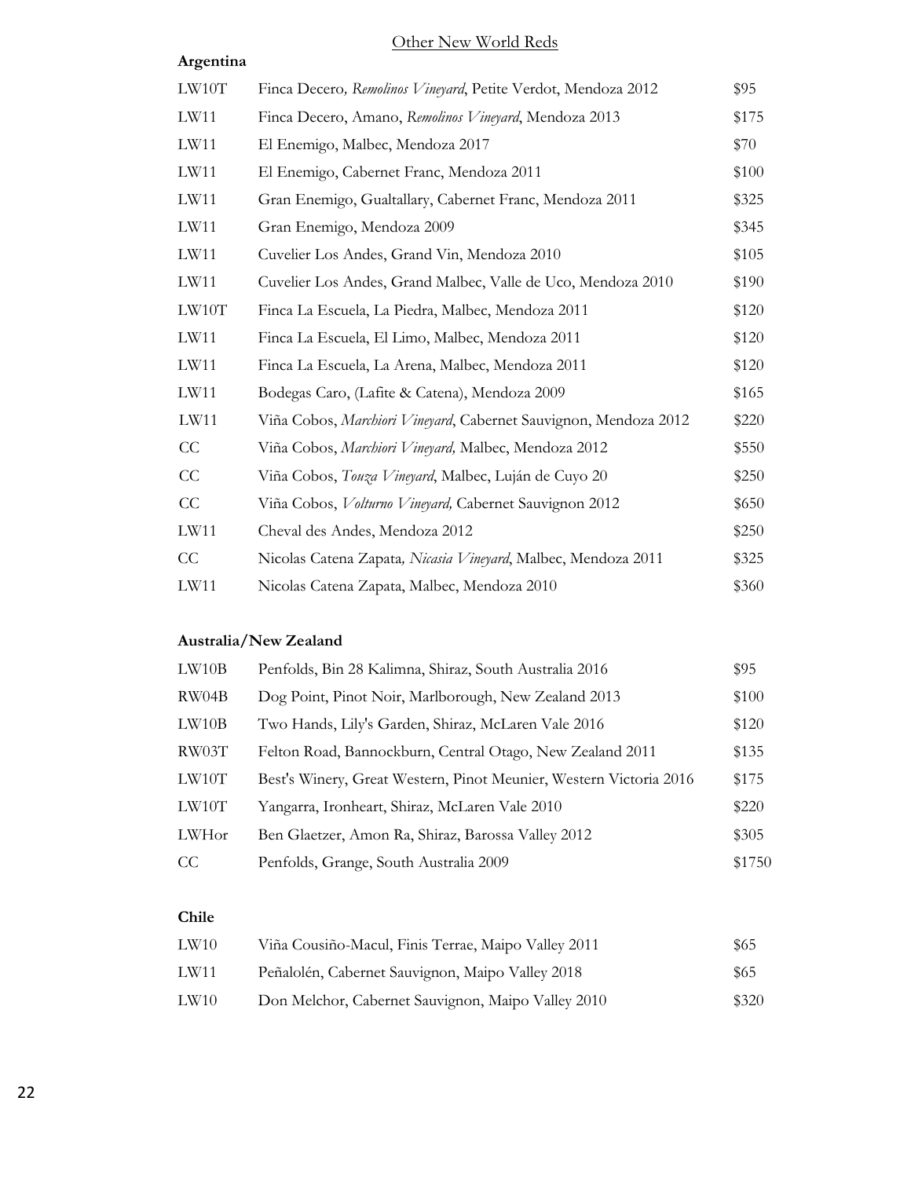## Other New World Reds

### Argentina

| | | |
|---|---|---|
| LW10T | Finca Decero*, Remolinos Vineyard*, Petite Verdot, Mendoza 2012 | $95 |
| LW11 | Finca Decero, Amano, *Remolinos Vineyard*, Mendoza 2013 | $175 |
| LW11 | El Enemigo, Malbec, Mendoza 2017 | $70 |
| LW11 | El Enemigo, Cabernet Franc, Mendoza 2011 | $100 |
| LW11 | Gran Enemigo, Gualtallary, Cabernet Franc, Mendoza 2011 | $325 |
| LW11 | Gran Enemigo, Mendoza 2009 | $345 |
| LW11 | Cuvelier Los Andes, Grand Vin, Mendoza 2010 | $105 |
| LW11 | Cuvelier Los Andes, Grand Malbec, Valle de Uco, Mendoza 2010 | $190 |
| LW10T | Finca La Escuela, La Piedra, Malbec, Mendoza 2011 | $120 |
| LW11 | Finca La Escuela, El Limo, Malbec, Mendoza 2011 | $120 |
| LW11 | Finca La Escuela, La Arena, Malbec, Mendoza 2011 | $120 |
| LW11 | Bodegas Caro, (Lafite & Catena), Mendoza 2009 | $165 |
| LW11 | Viña Cobos, *Marchiori Vineyard*, Cabernet Sauvignon, Mendoza 2012 | $220 |
| CC | Viña Cobos, *Marchiori Vineyard,* Malbec, Mendoza 2012 | $550 |
| CC | Viña Cobos, *Touza Vineyard*, Malbec, Luján de Cuyo 20 | $250 |
| CC | Viña Cobos, *Volturno Vineyard,* Cabernet Sauvignon 2012 | $650 |
| LW11 | Cheval des Andes, Mendoza 2012 | $250 |
| CC | Nicolas Catena Zapata*, Nicasia Vineyard*, Malbec, Mendoza 2011 | $325 |
| LW11 | Nicolas Catena Zapata, Malbec, Mendoza 2010 | $360 |

### Australia/New Zealand

| | | |
|---|---|---|
| LW10B | Penfolds, Bin 28 Kalimna, Shiraz, South Australia 2016 | $95 |
| RW04B | Dog Point, Pinot Noir, Marlborough, New Zealand 2013 | $100 |
| LW10B | Two Hands, Lily's Garden, Shiraz, McLaren Vale 2016 | $120 |
| RW03T | Felton Road, Bannockburn, Central Otago, New Zealand 2011 | $135 |
| LW10T | Best's Winery, Great Western, Pinot Meunier, Western Victoria 2016 | $175 |
| LW10T | Yangarra, Ironheart, Shiraz, McLaren Vale 2010 | $220 |
| LWHor | Ben Glaetzer, Amon Ra, Shiraz, Barossa Valley 2012 | $305 |
| CC | Penfolds, Grange, South Australia 2009 | $1750 |

### Chile

| | | |
|---|---|---|
| LW10 | Viña Cousiño-Macul, Finis Terrae, Maipo Valley 2011 | $65 |
| LW11 | Peñalolén, Cabernet Sauvignon, Maipo Valley 2018 | $65 |
| LW10 | Don Melchor, Cabernet Sauvignon, Maipo Valley 2010 | $320 |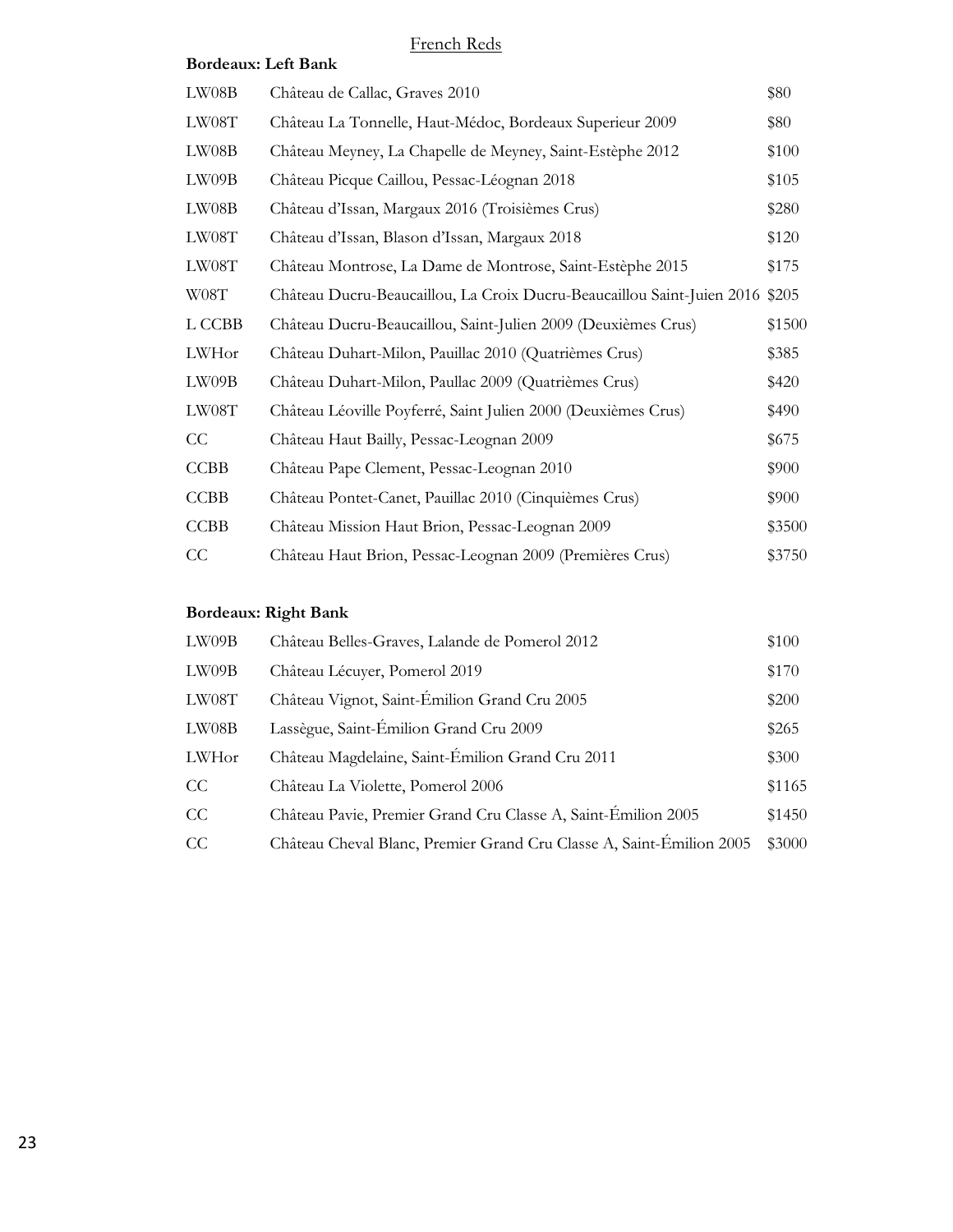# French Reds

## Bordeaux: Left Bank

| | | |
|---|---|---|
| LW08B | Château de Callac, Graves 2010 | $80 |
| LW08T | Château La Tonnelle, Haut-Médoc, Bordeaux Superieur 2009 | $80 |
| LW08B | Château Meyney, La Chapelle de Meyney, Saint-Estèphe 2012 | $100 |
| LW09B | Château Picque Caillou, Pessac-Léognan 2018 | $105 |
| LW08B | Château d'Issan, Margaux 2016 (Troisièmes Crus) | $280 |
| LW08T | Château d'Issan, Blason d'Issan, Margaux 2018 | $120 |
| LW08T | Château Montrose, La Dame de Montrose, Saint-Estèphe 2015 | $175 |
| W08T | Château Ducru-Beaucaillou, La Croix Ducru-Beaucaillou Saint-Juien 2016 | $205 |
| L CCBB | Château Ducru-Beaucaillou, Saint-Julien 2009 (Deuxièmes Crus) | $1500 |
| LWHor | Château Duhart-Milon, Pauillac 2010 (Quatrièmes Crus) | $385 |
| LW09B | Château Duhart-Milon, Paullac 2009 (Quatrièmes Crus) | $420 |
| LW08T | Château Léoville Poyferré, Saint Julien 2000 (Deuxièmes Crus) | $490 |
| CC | Château Haut Bailly, Pessac-Leognan 2009 | $675 |
| CCBB | Château Pape Clement, Pessac-Leognan 2010 | $900 |
| CCBB | Château Pontet-Canet, Pauillac 2010 (Cinquièmes Crus) | $900 |
| CCBB | Château Mission Haut Brion, Pessac-Leognan 2009 | $3500 |
| CC | Château Haut Brion, Pessac-Leognan 2009 (Premières Crus) | $3750 |

## Bordeaux: Right Bank

| | | |
|---|---|---|
| LW09B | Château Belles-Graves, Lalande de Pomerol 2012 | $100 |
| LW09B | Château Lécuyer, Pomerol 2019 | $170 |
| LW08T | Château Vignot, Saint-Émilion Grand Cru 2005 | $200 |
| LW08B | Lassègue, Saint-Émilion Grand Cru 2009 | $265 |
| LWHor | Château Magdelaine, Saint-Émilion Grand Cru 2011 | $300 |
| CC | Château La Violette, Pomerol 2006 | $1165 |
| CC | Château Pavie, Premier Grand Cru Classe A, Saint-Émilion 2005 | $1450 |
| CC | Château Cheval Blanc, Premier Grand Cru Classe A, Saint-Émilion 2005 | $3000 |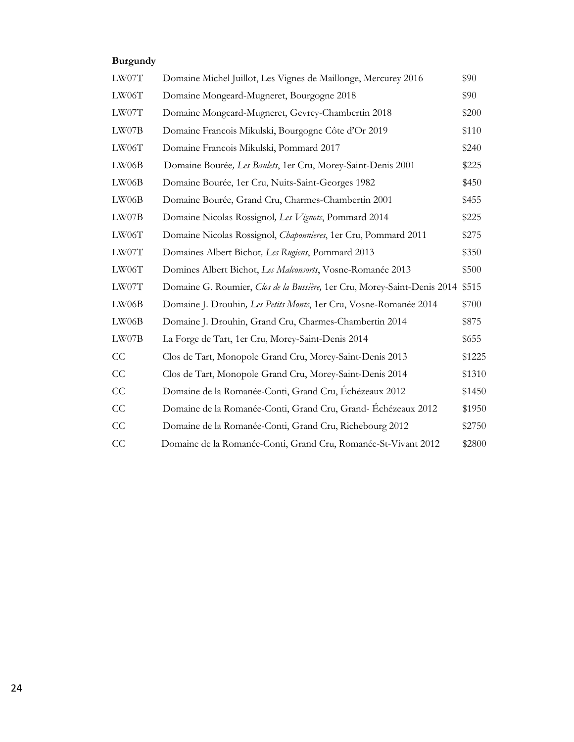**Burgundy**

| | | |
|---|---|---|
| LW07T | Domaine Michel Juillot, Les Vignes de Maillonge, Mercurey 2016 | $90 |
| LW06T | Domaine Mongeard-Mugneret, Bourgogne 2018 | $90 |
| LW07T | Domaine Mongeard-Mugneret, Gevrey-Chambertin 2018 | $200 |
| LW07B | Domaine Francois Mikulski, Bourgogne Côte d'Or 2019 | $110 |
| LW06T | Domaine Francois Mikulski, Pommard 2017 | $240 |
| LW06B | Domaine Bourée*, Les Baulets*, 1er Cru, Morey-Saint-Denis 2001 | $225 |
| LW06B | Domaine Bourée, 1er Cru, Nuits-Saint-Georges 1982 | $450 |
| LW06B | Domaine Bourée, Grand Cru, Charmes-Chambertin 2001 | $455 |
| LW07B | Domaine Nicolas Rossignol*, Les Vignots*, Pommard 2014 | $225 |
| LW06T | Domaine Nicolas Rossignol, *Chaponnieres*, 1er Cru, Pommard 2011 | $275 |
| LW07T | Domaines Albert Bichot*, Les Rugiens*, Pommard 2013 | $350 |
| LW06T | Domines Albert Bichot, *Les Malconsorts*, Vosne-Romanée 2013 | $500 |
| LW07T | Domaine G. Roumier, *Clos de la Bussière,* 1er Cru, Morey-Saint-Denis 2014 | $515 |
| LW06B | Domaine J. Drouhin*, Les Petits Monts*, 1er Cru, Vosne-Romanée 2014 | $700 |
| LW06B | Domaine J. Drouhin, Grand Cru, Charmes-Chambertin 2014 | $875 |
| LW07B | La Forge de Tart, 1er Cru, Morey-Saint-Denis 2014 | $655 |
| CC | Clos de Tart, Monopole Grand Cru, Morey-Saint-Denis 2013 | $1225 |
| CC | Clos de Tart, Monopole Grand Cru, Morey-Saint-Denis 2014 | $1310 |
| CC | Domaine de la Romanée-Conti, Grand Cru, Échézeaux 2012 | $1450 |
| CC | Domaine de la Romanée-Conti, Grand Cru, Grand- Échézeaux 2012 | $1950 |
| CC | Domaine de la Romanée-Conti, Grand Cru, Richebourg 2012 | $2750 |
| CC | Domaine de la Romanée-Conti, Grand Cru, Romanée-St-Vivant 2012 | $2800 |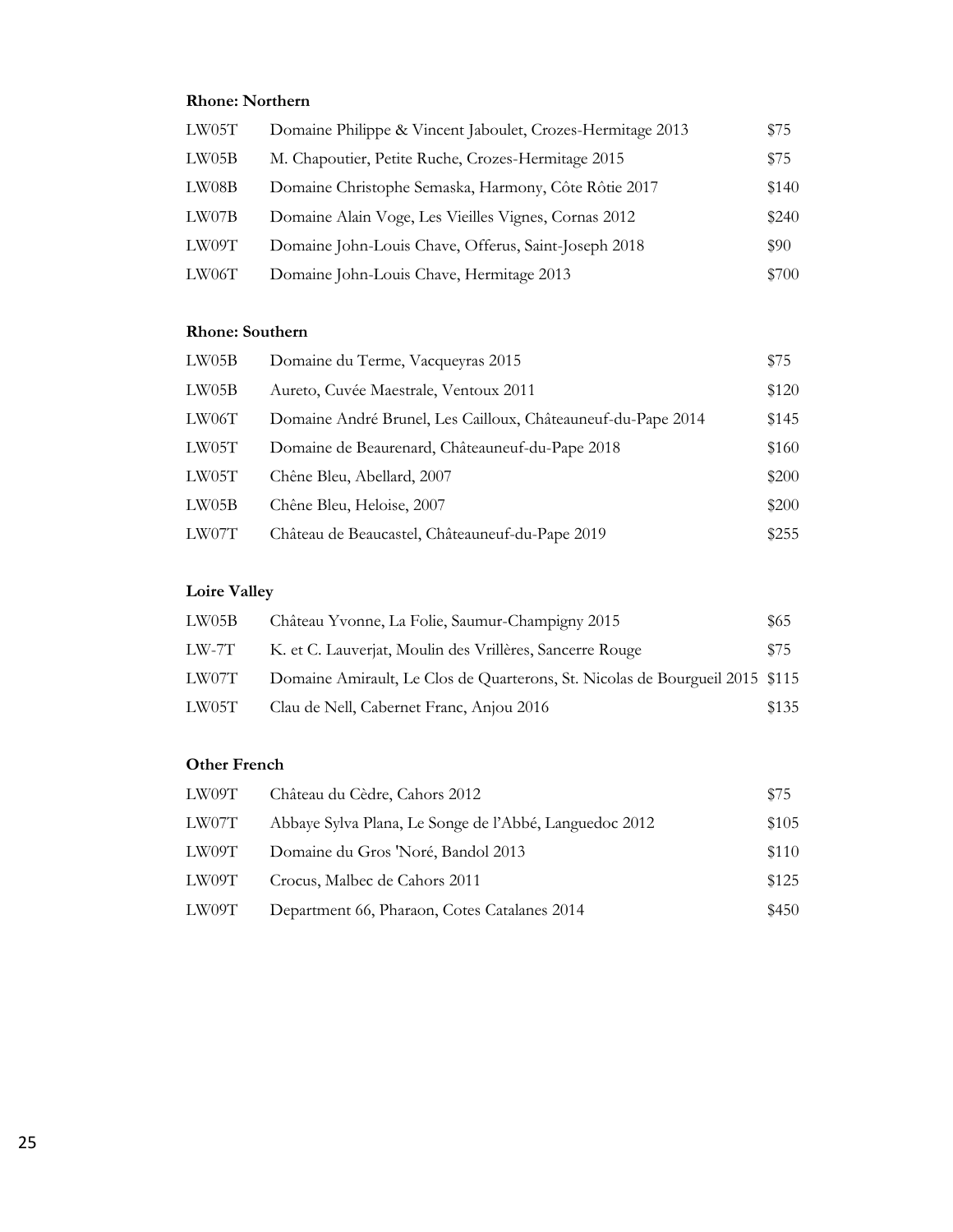**Rhone: Northern**

| | | |
|---|---|---|
| LW05T | Domaine Philippe & Vincent Jaboulet, Crozes-Hermitage 2013 | $75 |
| LW05B | M. Chapoutier, Petite Ruche, Crozes-Hermitage 2015 | $75 |
| LW08B | Domaine Christophe Semaska, Harmony, Côte Rôtie 2017 | $140 |
| LW07B | Domaine Alain Voge, Les Vieilles Vignes, Cornas 2012 | $240 |
| LW09T | Domaine John-Louis Chave, Offerus, Saint-Joseph 2018 | $90 |
| LW06T | Domaine John-Louis Chave, Hermitage 2013 | $700 |

**Rhone: Southern**

| | | |
|---|---|---|
| LW05B | Domaine du Terme, Vacqueyras 2015 | $75 |
| LW05B | Aureto, Cuvée Maestrale, Ventoux 2011 | $120 |
| LW06T | Domaine André Brunel, Les Cailloux, Châteauneuf-du-Pape 2014 | $145 |
| LW05T | Domaine de Beaurenard, Châteauneuf-du-Pape 2018 | $160 |
| LW05T | Chêne Bleu, Abellard, 2007 | $200 |
| LW05B | Chêne Bleu, Heloise, 2007 | $200 |
| LW07T | Château de Beaucastel, Châteauneuf-du-Pape 2019 | $255 |

**Loire Valley**

| | | |
|---|---|---|
| LW05B | Château Yvonne, La Folie, Saumur-Champigny 2015 | $65 |
| LW-7T | K. et C. Lauverjat, Moulin des Vrillères, Sancerre Rouge | $75 |
| LW07T | Domaine Amirault, Le Clos de Quarterons, St. Nicolas de Bourgueil 2015 | $115 |
| LW05T | Clau de Nell, Cabernet Franc, Anjou 2016 | $135 |

**Other French**

| | | |
|---|---|---|
| LW09T | Château du Cèdre, Cahors 2012 | $75 |
| LW07T | Abbaye Sylva Plana, Le Songe de l'Abbé, Languedoc 2012 | $105 |
| LW09T | Domaine du Gros 'Noré, Bandol 2013 | $110 |
| LW09T | Crocus, Malbec de Cahors 2011 | $125 |
| LW09T | Department 66, Pharaon, Cotes Catalanes 2014 | $450 |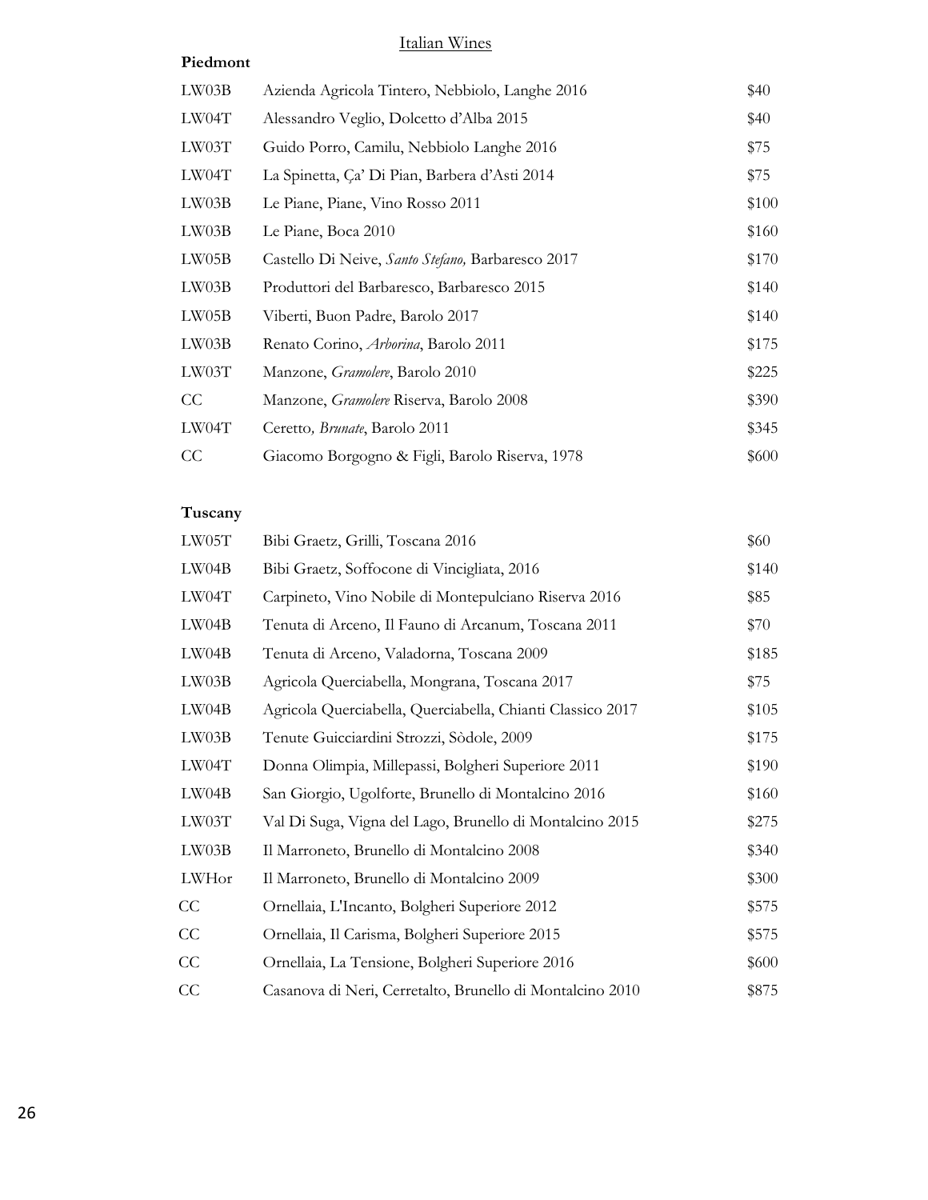# Italian Wines

## Piedmont

| | | |
|---|---|---|
| LW03B | Azienda Agricola Tintero, Nebbiolo, Langhe 2016 | $40 |
| LW04T | Alessandro Veglio, Dolcetto d'Alba 2015 | $40 |
| LW03T | Guido Porro, Camilu, Nebbiolo Langhe 2016 | $75 |
| LW04T | La Spinetta, Ça' Di Pian, Barbera d'Asti 2014 | $75 |
| LW03B | Le Piane, Piane, Vino Rosso 2011 | $100 |
| LW03B | Le Piane, Boca 2010 | $160 |
| LW05B | Castello Di Neive, *Santo Stefano,* Barbaresco 2017 | $170 |
| LW03B | Produttori del Barbaresco, Barbaresco 2015 | $140 |
| LW05B | Viberti, Buon Padre, Barolo 2017 | $140 |
| LW03B | Renato Corino, *Arborina*, Barolo 2011 | $175 |
| LW03T | Manzone, *Gramolere*, Barolo 2010 | $225 |
| CC | Manzone, *Gramolere* Riserva, Barolo 2008 | $390 |
| LW04T | Ceretto*, Brunate*, Barolo 2011 | $345 |
| CC | Giacomo Borgogno & Figli, Barolo Riserva, 1978 | $600 |

## Tuscany

| | | |
|---|---|---|
| LW05T | Bibi Graetz, Grilli, Toscana 2016 | $60 |
| LW04B | Bibi Graetz, Soffocone di Vincigliata, 2016 | $140 |
| LW04T | Carpineto, Vino Nobile di Montepulciano Riserva 2016 | $85 |
| LW04B | Tenuta di Arceno, Il Fauno di Arcanum, Toscana 2011 | $70 |
| LW04B | Tenuta di Arceno, Valadorna, Toscana 2009 | $185 |
| LW03B | Agricola Querciabella, Mongrana, Toscana 2017 | $75 |
| LW04B | Agricola Querciabella, Querciabella, Chianti Classico 2017 | $105 |
| LW03B | Tenute Guicciardini Strozzi, Sòdole, 2009 | $175 |
| LW04T | Donna Olimpia, Millepassi, Bolgheri Superiore 2011 | $190 |
| LW04B | San Giorgio, Ugolforte, Brunello di Montalcino 2016 | $160 |
| LW03T | Val Di Suga, Vigna del Lago, Brunello di Montalcino 2015 | $275 |
| LW03B | Il Marroneto, Brunello di Montalcino 2008 | $340 |
| LWHor | Il Marroneto, Brunello di Montalcino 2009 | $300 |
| CC | Ornellaia, L'Incanto, Bolgheri Superiore 2012 | $575 |
| CC | Ornellaia, Il Carisma, Bolgheri Superiore 2015 | $575 |
| CC | Ornellaia, La Tensione, Bolgheri Superiore 2016 | $600 |
| CC | Casanova di Neri, Cerretalto, Brunello di Montalcino 2010 | $875 |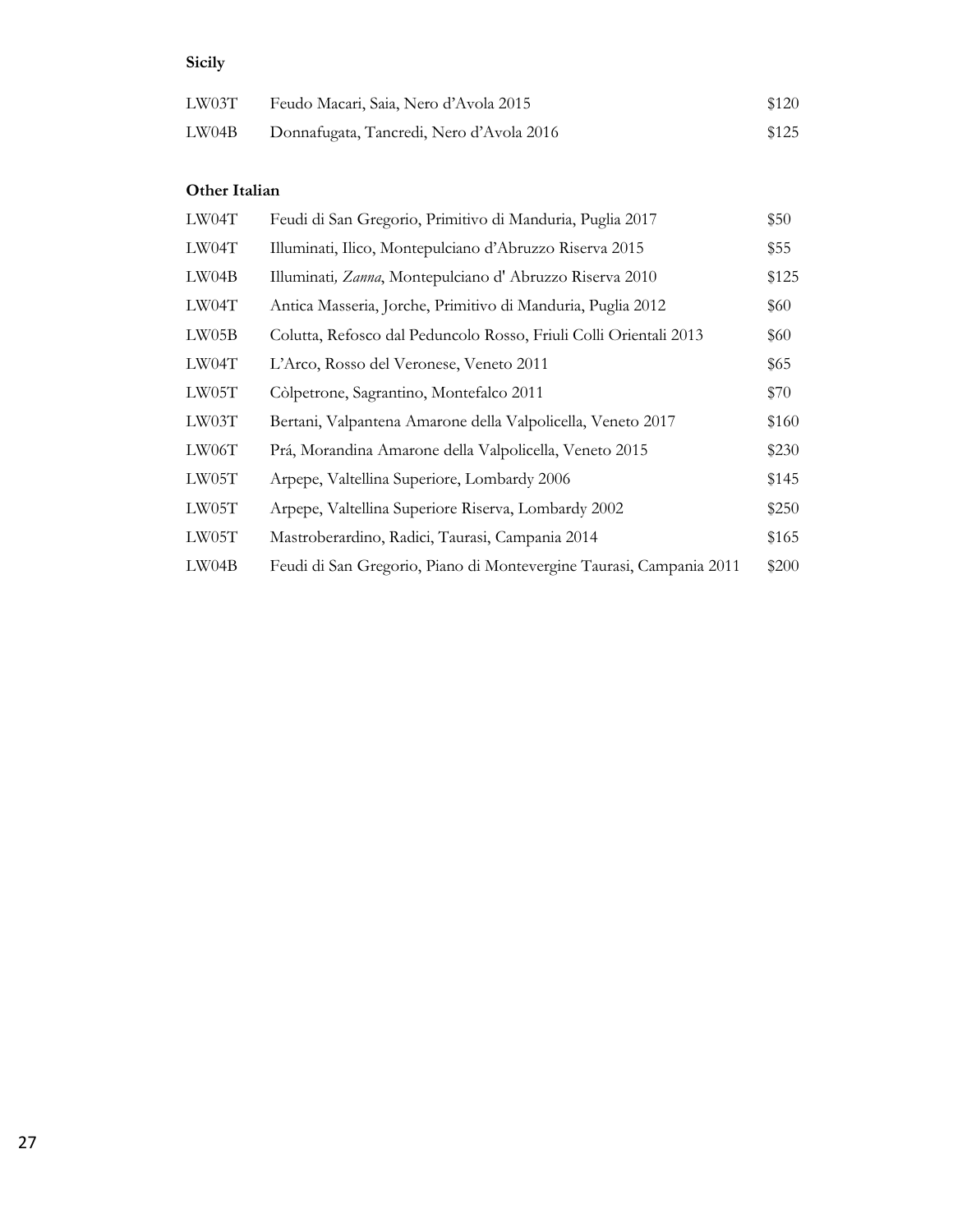**Sicily**

| | | |
|---|---|---|
| LW03T | Feudo Macari, Saia, Nero d'Avola 2015 | $120 |
| LW04B | Donnafugata, Tancredi, Nero d'Avola 2016 | $125 |

**Other Italian**

| | | |
|---|---|---|
| LW04T | Feudi di San Gregorio, Primitivo di Manduria, Puglia 2017 | $50 |
| LW04T | Illuminati, Ilico, Montepulciano d'Abruzzo Riserva 2015 | $55 |
| LW04B | Illuminati, *Zanna*, Montepulciano d' Abruzzo Riserva 2010 | $125 |
| LW04T | Antica Masseria, Jorche, Primitivo di Manduria, Puglia 2012 | $60 |
| LW05B | Colutta, Refosco dal Peduncolo Rosso, Friuli Colli Orientali 2013 | $60 |
| LW04T | L'Arco, Rosso del Veronese, Veneto 2011 | $65 |
| LW05T | Còlpetrone, Sagrantino, Montefalco 2011 | $70 |
| LW03T | Bertani, Valpantena Amarone della Valpolicella, Veneto 2017 | $160 |
| LW06T | Prá, Morandina Amarone della Valpolicella, Veneto 2015 | $230 |
| LW05T | Arpepe, Valtellina Superiore, Lombardy 2006 | $145 |
| LW05T | Arpepe, Valtellina Superiore Riserva, Lombardy 2002 | $250 |
| LW05T | Mastroberardino, Radici, Taurasi, Campania 2014 | $165 |
| LW04B | Feudi di San Gregorio, Piano di Montevergine Taurasi, Campania 2011 | $200 |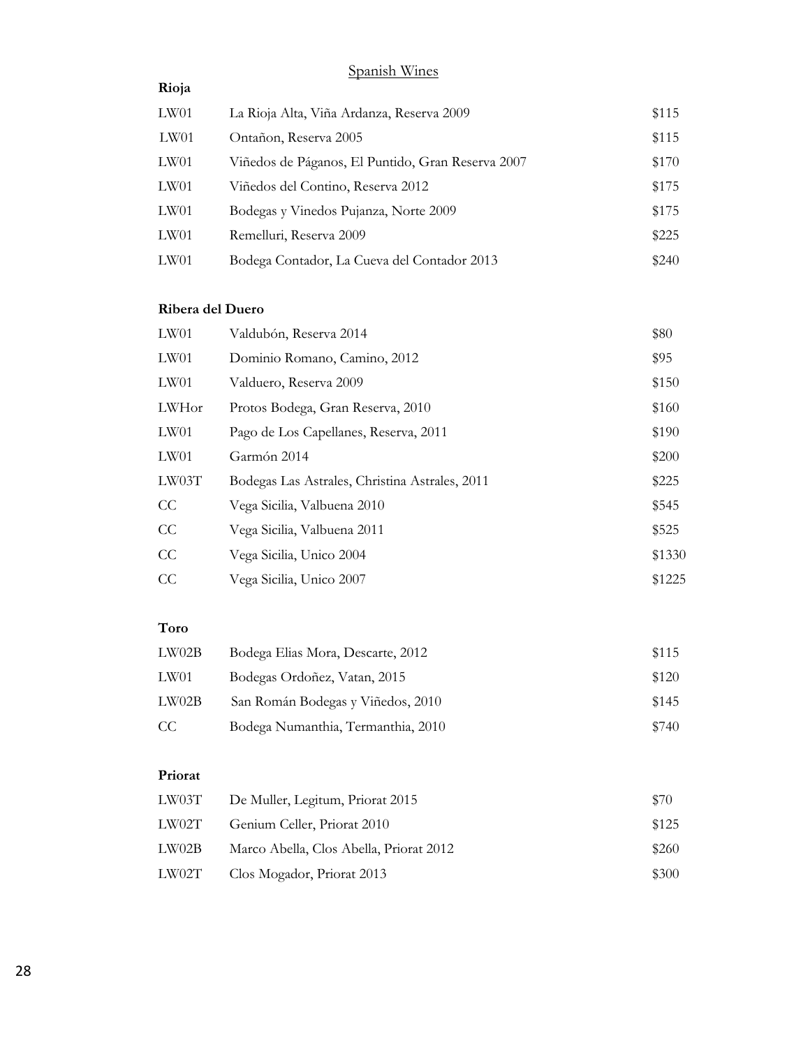# Spanish Wines

## Rioja

| | | |
|---|---|---|
| LW01 | La Rioja Alta, Viña Ardanza, Reserva 2009 | $115 |
| LW01 | Ontañon, Reserva 2005 | $115 |
| LW01 | Viñedos de Páganos, El Puntido, Gran Reserva 2007 | $170 |
| LW01 | Viñedos del Contino, Reserva 2012 | $175 |
| LW01 | Bodegas y Vinedos Pujanza, Norte 2009 | $175 |
| LW01 | Remelluri, Reserva 2009 | $225 |
| LW01 | Bodega Contador, La Cueva del Contador 2013 | $240 |

## Ribera del Duero

| | | |
|---|---|---|
| LW01 | Valdubón, Reserva 2014 | $80 |
| LW01 | Dominio Romano, Camino, 2012 | $95 |
| LW01 | Valduero, Reserva 2009 | $150 |
| LWHor | Protos Bodega, Gran Reserva, 2010 | $160 |
| LW01 | Pago de Los Capellanes, Reserva, 2011 | $190 |
| LW01 | Garmón 2014 | $200 |
| LW03T | Bodegas Las Astrales, Christina Astrales, 2011 | $225 |
| CC | Vega Sicilia, Valbuena 2010 | $545 |
| CC | Vega Sicilia, Valbuena 2011 | $525 |
| CC | Vega Sicilia, Unico 2004 | $1330 |
| CC | Vega Sicilia, Unico 2007 | $1225 |

## Toro

| | | |
|---|---|---|
| LW02B | Bodega Elias Mora, Descarte, 2012 | $115 |
| LW01 | Bodegas Ordoñez, Vatan, 2015 | $120 |
| LW02B | San Román Bodegas y Viñedos, 2010 | $145 |
| CC | Bodega Numanthia, Termanthia, 2010 | $740 |

## Priorat

| | | |
|---|---|---|
| LW03T | De Muller, Legitum, Priorat 2015 | $70 |
| LW02T | Genium Celler, Priorat 2010 | $125 |
| LW02B | Marco Abella, Clos Abella, Priorat 2012 | $260 |
| LW02T | Clos Mogador, Priorat 2013 | $300 |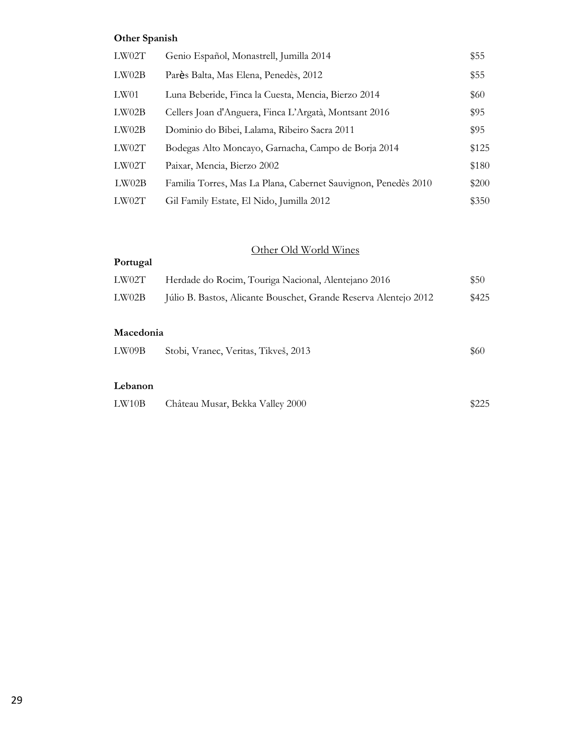**Other Spanish**

| | | |
|---|---|---|
| LW02T | Genio Español, Monastrell, Jumilla 2014 | $55 |
| LW02B | Parès Balta, Mas Elena, Penedès, 2012 | $55 |
| LW01 | Luna Beberide, Finca la Cuesta, Mencia, Bierzo 2014 | $60 |
| LW02B | Cellers Joan d'Anguera, Finca L'Argatà, Montsant 2016 | $95 |
| LW02B | Dominio do Bibei, Lalama, Ribeiro Sacra 2011 | $95 |
| LW02T | Bodegas Alto Moncayo, Garnacha, Campo de Borja 2014 | $125 |
| LW02T | Paixar, Mencia, Bierzo 2002 | $180 |
| LW02B | Familia Torres, Mas La Plana, Cabernet Sauvignon, Penedès 2010 | $200 |
| LW02T | Gil Family Estate, El Nido, Jumilla 2012 | $350 |

## Other Old World Wines

**Portugal**

| | | |
|---|---|---|
| LW02T | Herdade do Rocim, Touriga Nacional, Alentejano 2016 | $50 |
| LW02B | Júlio B. Bastos, Alicante Bouschet, Grande Reserva Alentejo 2012 | $425 |

**Macedonia**

| | | |
|---|---|---|
| LW09B | Stobi, Vranec, Veritas, Tikveš, 2013 | $60 |

**Lebanon**

| | | |
|---|---|---|
| LW10B | Château Musar, Bekka Valley 2000 | $225 |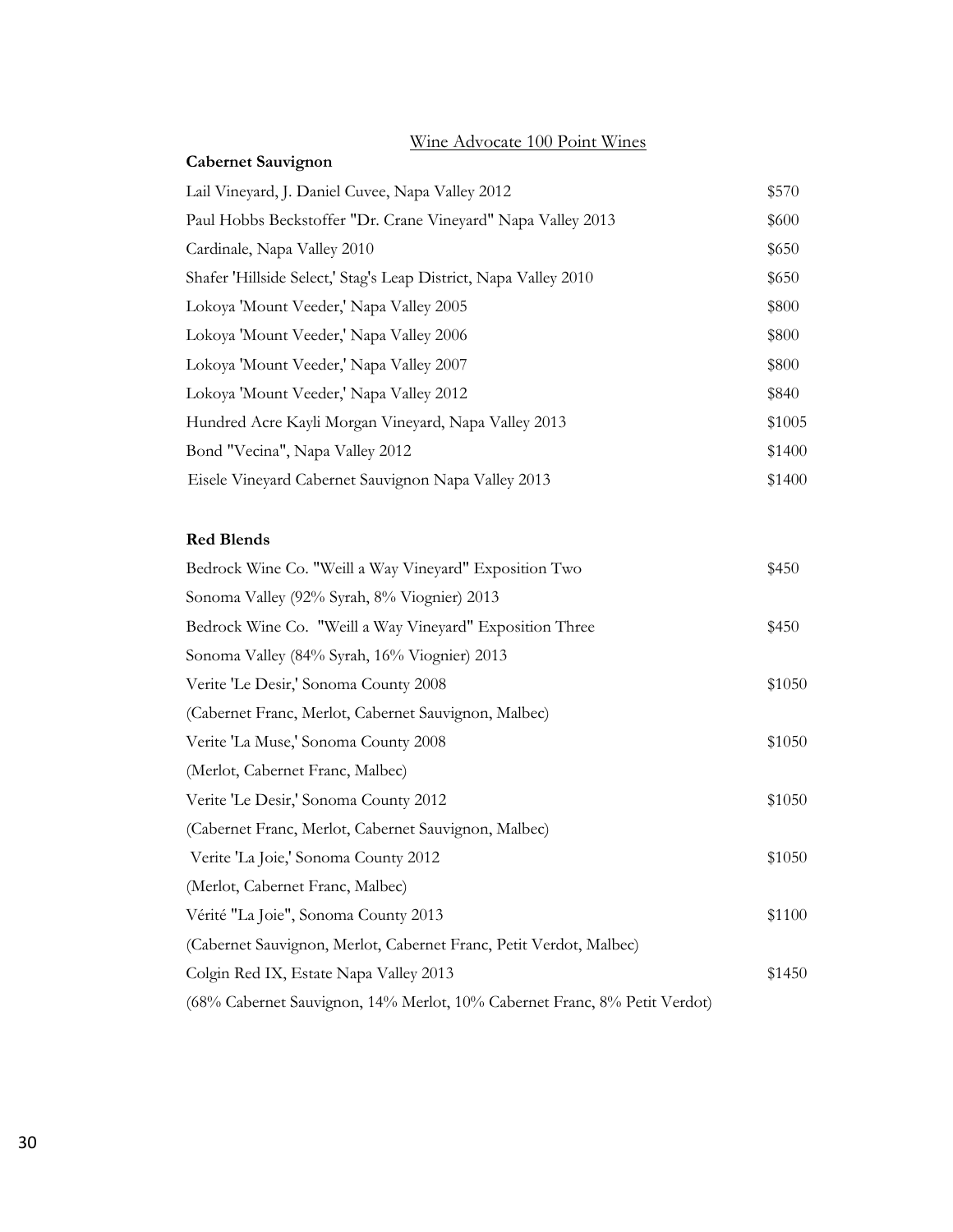## Wine Advocate 100 Point Wines

### Cabernet Sauvignon

| | |
|---|---|
| Lail Vineyard, J. Daniel Cuvee, Napa Valley 2012 | $570 |
| Paul Hobbs Beckstoffer "Dr. Crane Vineyard" Napa Valley 2013 | $600 |
| Cardinale, Napa Valley 2010 | $650 |
| Shafer 'Hillside Select,' Stag's Leap District, Napa Valley 2010 | $650 |
| Lokoya 'Mount Veeder,' Napa Valley 2005 | $800 |
| Lokoya 'Mount Veeder,' Napa Valley 2006 | $800 |
| Lokoya 'Mount Veeder,' Napa Valley 2007 | $800 |
| Lokoya 'Mount Veeder,' Napa Valley 2012 | $840 |
| Hundred Acre Kayli Morgan Vineyard, Napa Valley 2013 | $1005 |
| Bond "Vecina", Napa Valley 2012 | $1400 |
| Eisele Vineyard Cabernet Sauvignon Napa Valley 2013 | $1400 |

### Red Blends

| | |
|---|---|
| Bedrock Wine Co. "Weill a Way Vineyard" Exposition Two<br>Sonoma Valley (92% Syrah, 8% Viognier) 2013 | $450 |
| Bedrock Wine Co. "Weill a Way Vineyard" Exposition Three<br>Sonoma Valley (84% Syrah, 16% Viognier) 2013 | $450 |
| Verite 'Le Desir,' Sonoma County 2008<br>(Cabernet Franc, Merlot, Cabernet Sauvignon, Malbec) | $1050 |
| Verite 'La Muse,' Sonoma County 2008<br>(Merlot, Cabernet Franc, Malbec) | $1050 |
| Verite 'Le Desir,' Sonoma County 2012<br>(Cabernet Franc, Merlot, Cabernet Sauvignon, Malbec) | $1050 |
| Verite 'La Joie,' Sonoma County 2012<br>(Merlot, Cabernet Franc, Malbec) | $1050 |
| Vérité "La Joie", Sonoma County 2013<br>(Cabernet Sauvignon, Merlot, Cabernet Franc, Petit Verdot, Malbec) | $1100 |
| Colgin Red IX, Estate Napa Valley 2013<br>(68% Cabernet Sauvignon, 14% Merlot, 10% Cabernet Franc, 8% Petit Verdot) | $1450 |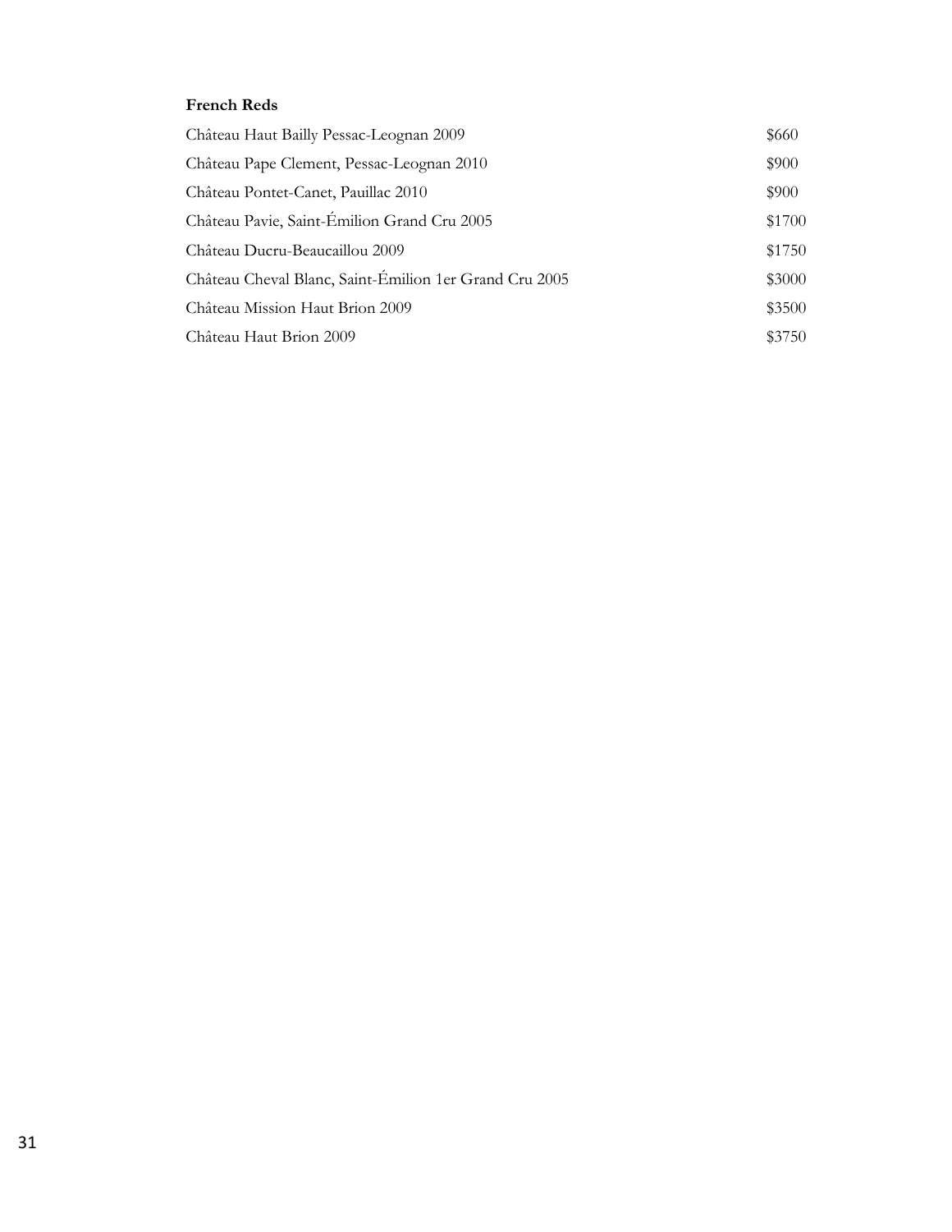**French Reds**

| | |
|---|---|
| Château Haut Bailly Pessac-Leognan 2009 | $660 |
| Château Pape Clement, Pessac-Leognan 2010 | $900 |
| Château Pontet-Canet, Pauillac 2010 | $900 |
| Château Pavie, Saint-Émilion Grand Cru 2005 | $1700 |
| Château Ducru-Beaucaillou 2009 | $1750 |
| Château Cheval Blanc, Saint-Émilion 1er Grand Cru 2005 | $3000 |
| Château Mission Haut Brion 2009 | $3500 |
| Château Haut Brion 2009 | $3750 |